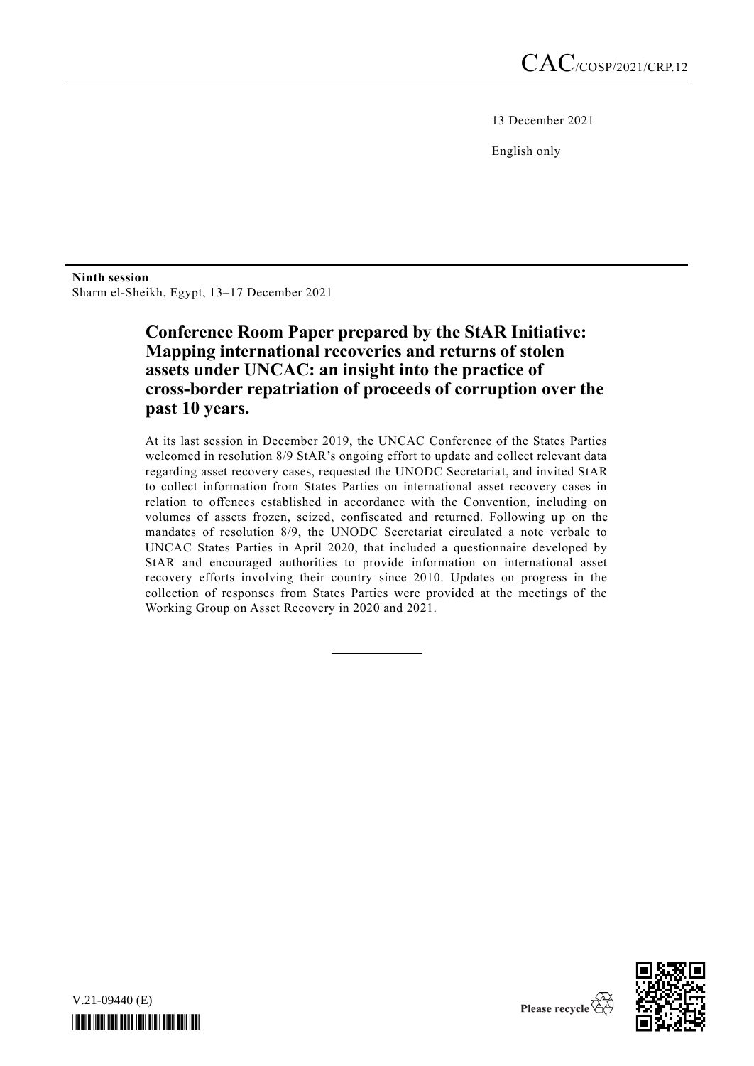CAC/COSP/2021/CRP.12

13 December 2021

English only

**Ninth session**
Sharm el-Sheikh, Egypt, 13–17 December 2021

# Conference Room Paper prepared by the StAR Initiative: Mapping international recoveries and returns of stolen assets under UNCAC: an insight into the practice of cross-border repatriation of proceeds of corruption over the past 10 years.

At its last session in December 2019, the UNCAC Conference of the States Parties welcomed in resolution 8/9 StAR's ongoing effort to update and collect relevant data regarding asset recovery cases, requested the UNODC Secretariat, and invited StAR to collect information from States Parties on international asset recovery cases in relation to offences established in accordance with the Convention, including on volumes of assets frozen, seized, confiscated and returned. Following up on the mandates of resolution 8/9, the UNODC Secretariat circulated a note verbale to UNCAC States Parties in April 2020, that included a questionnaire developed by StAR and encouraged authorities to provide information on international asset recovery efforts involving their country since 2010. Updates on progress in the collection of responses from States Parties were provided at the meetings of the Working Group on Asset Recovery in 2020 and 2021.

V.21-09440 (E)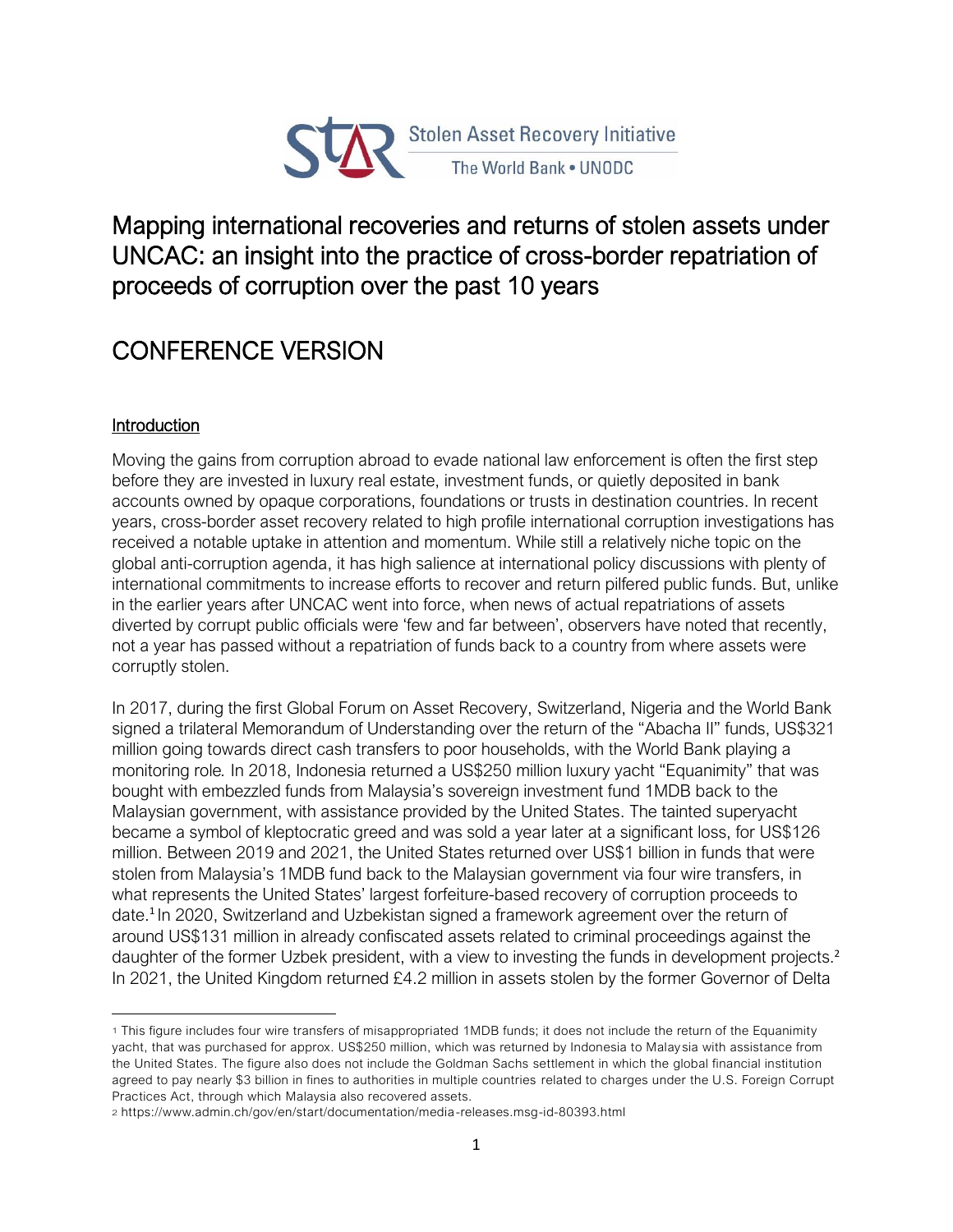Stolen Asset Recovery Initiative
The World Bank • UNODC

# Mapping international recoveries and returns of stolen assets under UNCAC: an insight into the practice of cross-border repatriation of proceeds of corruption over the past 10 years

# CONFERENCE VERSION

## Introduction

Moving the gains from corruption abroad to evade national law enforcement is often the first step before they are invested in luxury real estate, investment funds, or quietly deposited in bank accounts owned by opaque corporations, foundations or trusts in destination countries. In recent years, cross-border asset recovery related to high profile international corruption investigations has received a notable uptake in attention and momentum. While still a relatively niche topic on the global anti-corruption agenda, it has high salience at international policy discussions with plenty of international commitments to increase efforts to recover and return pilfered public funds. But, unlike in the earlier years after UNCAC went into force, when news of actual repatriations of assets diverted by corrupt public officials were 'few and far between', observers have noted that recently, not a year has passed without a repatriation of funds back to a country from where assets were corruptly stolen.

In 2017, during the first Global Forum on Asset Recovery, Switzerland, Nigeria and the World Bank signed a trilateral Memorandum of Understanding over the return of the "Abacha II" funds, US$321 million going towards direct cash transfers to poor households, with the World Bank playing a monitoring role. In 2018, Indonesia returned a US$250 million luxury yacht "Equanimity" that was bought with embezzled funds from Malaysia's sovereign investment fund 1MDB back to the Malaysian government, with assistance provided by the United States. The tainted superyacht became a symbol of kleptocratic greed and was sold a year later at a significant loss, for US$126 million. Between 2019 and 2021, the United States returned over US$1 billion in funds that were stolen from Malaysia's 1MDB fund back to the Malaysian government via four wire transfers, in what represents the United States' largest forfeiture-based recovery of corruption proceeds to date.[1] In 2020, Switzerland and Uzbekistan signed a framework agreement over the return of around US$131 million in already confiscated assets related to criminal proceedings against the daughter of the former Uzbek president, with a view to investing the funds in development projects.[2] In 2021, the United Kingdom returned £4.2 million in assets stolen by the former Governor of Delta

---

[1] This figure includes four wire transfers of misappropriated 1MDB funds; it does not include the return of the Equanimity yacht, that was purchased for approx. US$250 million, which was returned by Indonesia to Malaysia with assistance from the United States. The figure also does not include the Goldman Sachs settlement in which the global financial institution agreed to pay nearly $3 billion in fines to authorities in multiple countries related to charges under the U.S. Foreign Corrupt Practices Act, through which Malaysia also recovered assets.

[2] https://www.admin.ch/gov/en/start/documentation/media-releases.msg-id-80393.html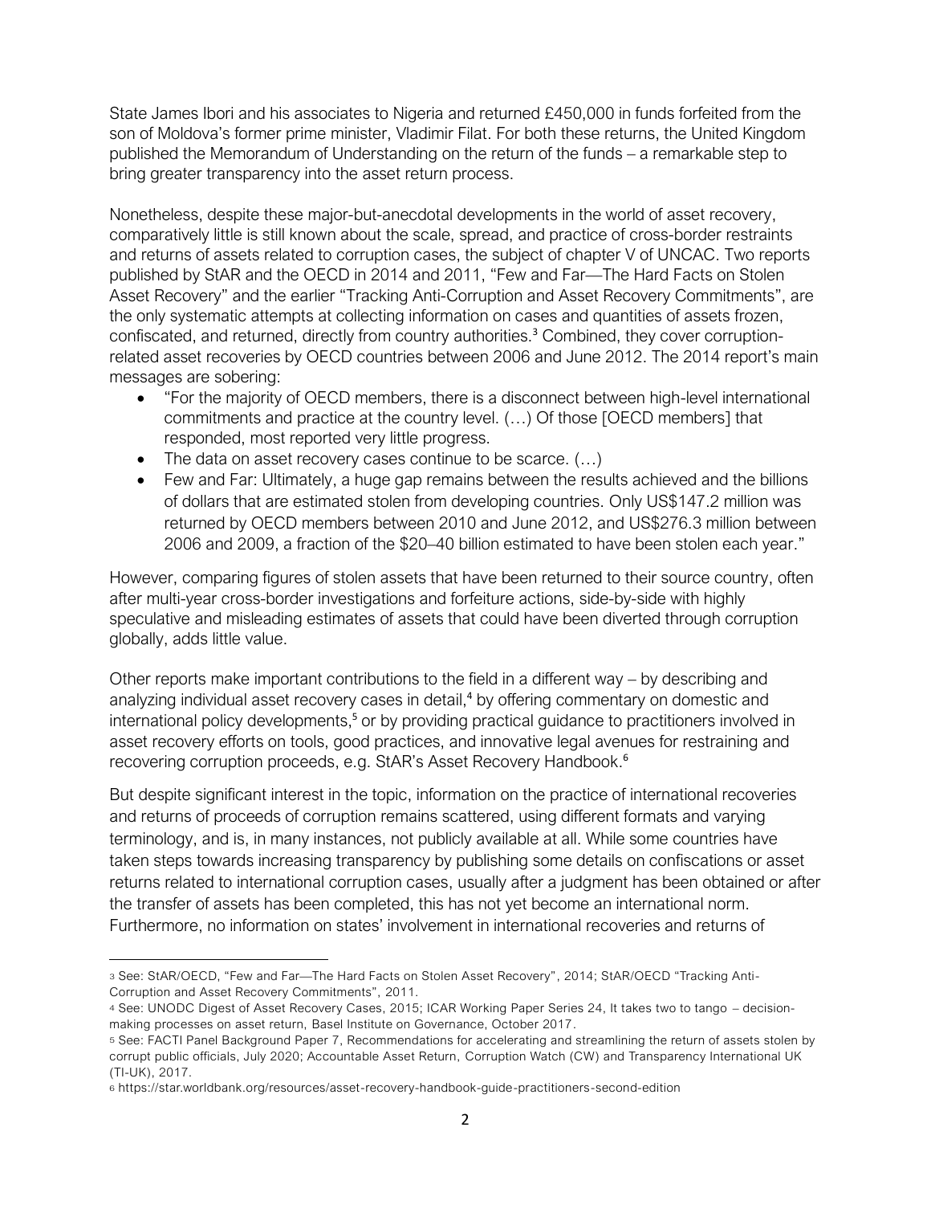State James Ibori and his associates to Nigeria and returned £450,000 in funds forfeited from the son of Moldova's former prime minister, Vladimir Filat. For both these returns, the United Kingdom published the Memorandum of Understanding on the return of the funds – a remarkable step to bring greater transparency into the asset return process.

Nonetheless, despite these major-but-anecdotal developments in the world of asset recovery, comparatively little is still known about the scale, spread, and practice of cross-border restraints and returns of assets related to corruption cases, the subject of chapter V of UNCAC. Two reports published by StAR and the OECD in 2014 and 2011, "Few and Far—The Hard Facts on Stolen Asset Recovery" and the earlier "Tracking Anti-Corruption and Asset Recovery Commitments", are the only systematic attempts at collecting information on cases and quantities of assets frozen, confiscated, and returned, directly from country authorities.[3] Combined, they cover corruption-related asset recoveries by OECD countries between 2006 and June 2012. The 2014 report's main messages are sobering:

- "For the majority of OECD members, there is a disconnect between high-level international commitments and practice at the country level. (…) Of those [OECD members] that responded, most reported very little progress.
- The data on asset recovery cases continue to be scarce. (…)
- Few and Far: Ultimately, a huge gap remains between the results achieved and the billions of dollars that are estimated stolen from developing countries. Only US$147.2 million was returned by OECD members between 2010 and June 2012, and US$276.3 million between 2006 and 2009, a fraction of the $20–40 billion estimated to have been stolen each year."

However, comparing figures of stolen assets that have been returned to their source country, often after multi-year cross-border investigations and forfeiture actions, side-by-side with highly speculative and misleading estimates of assets that could have been diverted through corruption globally, adds little value.

Other reports make important contributions to the field in a different way – by describing and analyzing individual asset recovery cases in detail,[4] by offering commentary on domestic and international policy developments,[5] or by providing practical guidance to practitioners involved in asset recovery efforts on tools, good practices, and innovative legal avenues for restraining and recovering corruption proceeds, e.g. StAR's Asset Recovery Handbook.[6]

But despite significant interest in the topic, information on the practice of international recoveries and returns of proceeds of corruption remains scattered, using different formats and varying terminology, and is, in many instances, not publicly available at all. While some countries have taken steps towards increasing transparency by publishing some details on confiscations or asset returns related to international corruption cases, usually after a judgment has been obtained or after the transfer of assets has been completed, this has not yet become an international norm. Furthermore, no information on states' involvement in international recoveries and returns of

---

[3] See: StAR/OECD, "Few and Far—The Hard Facts on Stolen Asset Recovery", 2014; StAR/OECD "Tracking Anti-Corruption and Asset Recovery Commitments", 2011.

[4] See: UNODC Digest of Asset Recovery Cases, 2015; ICAR Working Paper Series 24, It takes two to tango – decision-making processes on asset return, Basel Institute on Governance, October 2017.

[5] See: FACTI Panel Background Paper 7, Recommendations for accelerating and streamlining the return of assets stolen by corrupt public officials, July 2020; Accountable Asset Return, Corruption Watch (CW) and Transparency International UK (TI-UK), 2017.

[6] https://star.worldbank.org/resources/asset-recovery-handbook-guide-practitioners-second-edition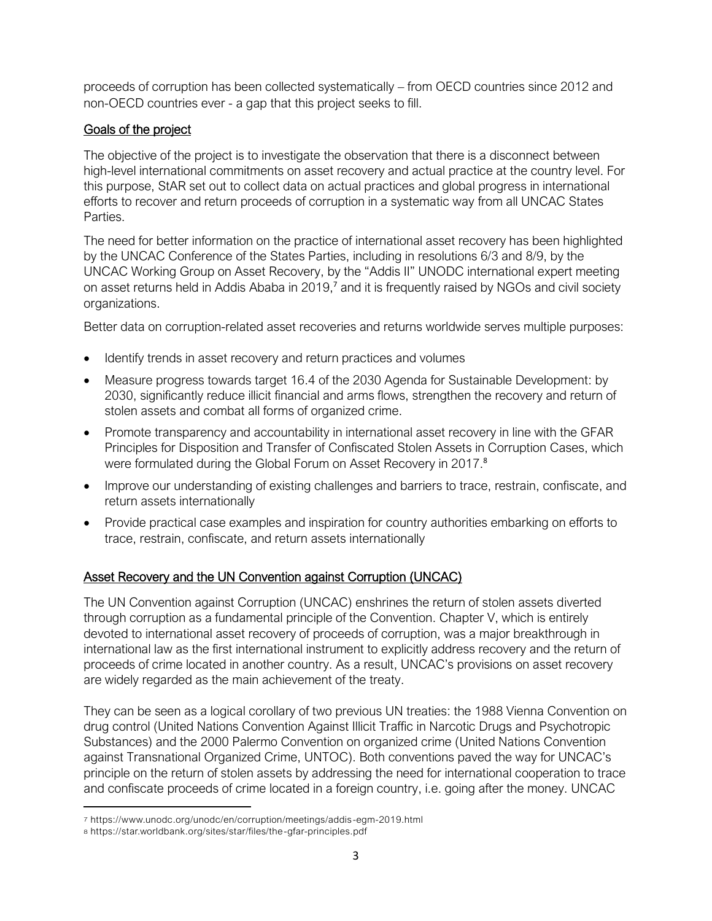proceeds of corruption has been collected systematically – from OECD countries since 2012 and non-OECD countries ever - a gap that this project seeks to fill.

## Goals of the project

The objective of the project is to investigate the observation that there is a disconnect between high-level international commitments on asset recovery and actual practice at the country level. For this purpose, StAR set out to collect data on actual practices and global progress in international efforts to recover and return proceeds of corruption in a systematic way from all UNCAC States Parties.

The need for better information on the practice of international asset recovery has been highlighted by the UNCAC Conference of the States Parties, including in resolutions 6/3 and 8/9, by the UNCAC Working Group on Asset Recovery, by the "Addis II" UNODC international expert meeting on asset returns held in Addis Ababa in 2019,[7] and it is frequently raised by NGOs and civil society organizations.

Better data on corruption-related asset recoveries and returns worldwide serves multiple purposes:

- Identify trends in asset recovery and return practices and volumes
- Measure progress towards target 16.4 of the 2030 Agenda for Sustainable Development: by 2030, significantly reduce illicit financial and arms flows, strengthen the recovery and return of stolen assets and combat all forms of organized crime.
- Promote transparency and accountability in international asset recovery in line with the GFAR Principles for Disposition and Transfer of Confiscated Stolen Assets in Corruption Cases, which were formulated during the Global Forum on Asset Recovery in 2017.[8]
- Improve our understanding of existing challenges and barriers to trace, restrain, confiscate, and return assets internationally
- Provide practical case examples and inspiration for country authorities embarking on efforts to trace, restrain, confiscate, and return assets internationally

## Asset Recovery and the UN Convention against Corruption (UNCAC)

The UN Convention against Corruption (UNCAC) enshrines the return of stolen assets diverted through corruption as a fundamental principle of the Convention. Chapter V, which is entirely devoted to international asset recovery of proceeds of corruption, was a major breakthrough in international law as the first international instrument to explicitly address recovery and the return of proceeds of crime located in another country. As a result, UNCAC's provisions on asset recovery are widely regarded as the main achievement of the treaty.

They can be seen as a logical corollary of two previous UN treaties: the 1988 Vienna Convention on drug control (United Nations Convention Against Illicit Traffic in Narcotic Drugs and Psychotropic Substances) and the 2000 Palermo Convention on organized crime (United Nations Convention against Transnational Organized Crime, UNTOC). Both conventions paved the way for UNCAC's principle on the return of stolen assets by addressing the need for international cooperation to trace and confiscate proceeds of crime located in a foreign country, i.e. going after the money. UNCAC

[7] https://www.unodc.org/unodc/en/corruption/meetings/addis-egm-2019.html

[8] https://star.worldbank.org/sites/star/files/the-gfar-principles.pdf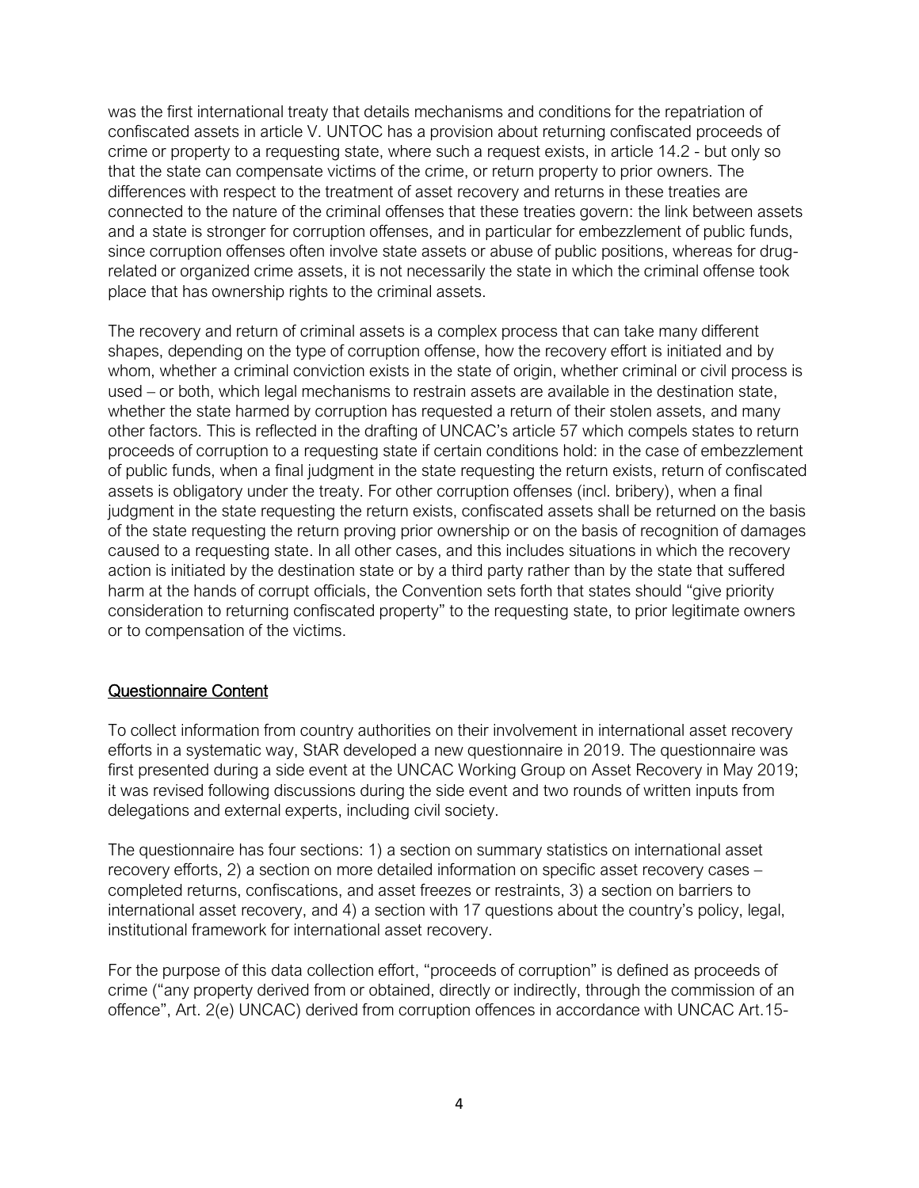was the first international treaty that details mechanisms and conditions for the repatriation of confiscated assets in article V. UNTOC has a provision about returning confiscated proceeds of crime or property to a requesting state, where such a request exists, in article 14.2 - but only so that the state can compensate victims of the crime, or return property to prior owners. The differences with respect to the treatment of asset recovery and returns in these treaties are connected to the nature of the criminal offenses that these treaties govern: the link between assets and a state is stronger for corruption offenses, and in particular for embezzlement of public funds, since corruption offenses often involve state assets or abuse of public positions, whereas for drug-related or organized crime assets, it is not necessarily the state in which the criminal offense took place that has ownership rights to the criminal assets.

The recovery and return of criminal assets is a complex process that can take many different shapes, depending on the type of corruption offense, how the recovery effort is initiated and by whom, whether a criminal conviction exists in the state of origin, whether criminal or civil process is used – or both, which legal mechanisms to restrain assets are available in the destination state, whether the state harmed by corruption has requested a return of their stolen assets, and many other factors. This is reflected in the drafting of UNCAC's article 57 which compels states to return proceeds of corruption to a requesting state if certain conditions hold: in the case of embezzlement of public funds, when a final judgment in the state requesting the return exists, return of confiscated assets is obligatory under the treaty. For other corruption offenses (incl. bribery), when a final judgment in the state requesting the return exists, confiscated assets shall be returned on the basis of the state requesting the return proving prior ownership or on the basis of recognition of damages caused to a requesting state. In all other cases, and this includes situations in which the recovery action is initiated by the destination state or by a third party rather than by the state that suffered harm at the hands of corrupt officials, the Convention sets forth that states should "give priority consideration to returning confiscated property" to the requesting state, to prior legitimate owners or to compensation of the victims.

## Questionnaire Content

To collect information from country authorities on their involvement in international asset recovery efforts in a systematic way, StAR developed a new questionnaire in 2019. The questionnaire was first presented during a side event at the UNCAC Working Group on Asset Recovery in May 2019; it was revised following discussions during the side event and two rounds of written inputs from delegations and external experts, including civil society.

The questionnaire has four sections: 1) a section on summary statistics on international asset recovery efforts, 2) a section on more detailed information on specific asset recovery cases – completed returns, confiscations, and asset freezes or restraints, 3) a section on barriers to international asset recovery, and 4) a section with 17 questions about the country's policy, legal, institutional framework for international asset recovery.

For the purpose of this data collection effort, "proceeds of corruption" is defined as proceeds of crime ("any property derived from or obtained, directly or indirectly, through the commission of an offence", Art. 2(e) UNCAC) derived from corruption offences in accordance with UNCAC Art.15-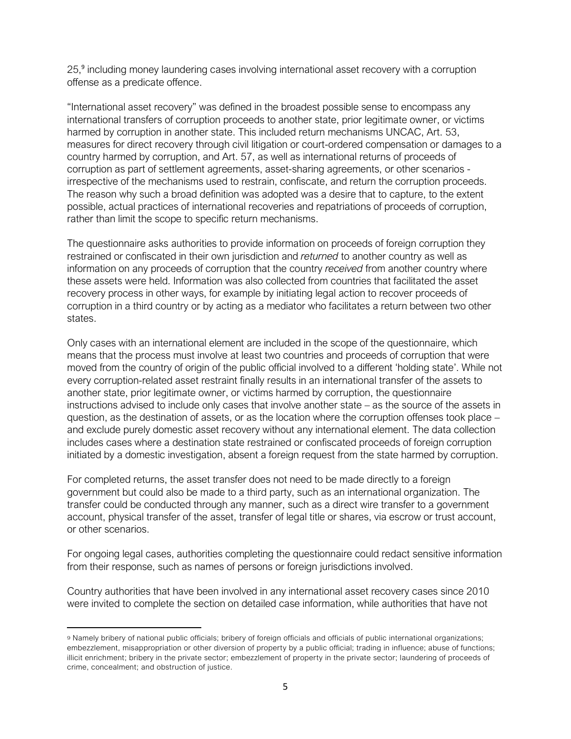25,[9] including money laundering cases involving international asset recovery with a corruption offense as a predicate offence.

"International asset recovery" was defined in the broadest possible sense to encompass any international transfers of corruption proceeds to another state, prior legitimate owner, or victims harmed by corruption in another state. This included return mechanisms UNCAC, Art. 53, measures for direct recovery through civil litigation or court-ordered compensation or damages to a country harmed by corruption, and Art. 57, as well as international returns of proceeds of corruption as part of settlement agreements, asset-sharing agreements, or other scenarios - irrespective of the mechanisms used to restrain, confiscate, and return the corruption proceeds. The reason why such a broad definition was adopted was a desire that to capture, to the extent possible, actual practices of international recoveries and repatriations of proceeds of corruption, rather than limit the scope to specific return mechanisms.

The questionnaire asks authorities to provide information on proceeds of foreign corruption they restrained or confiscated in their own jurisdiction and *returned* to another country as well as information on any proceeds of corruption that the country *received* from another country where these assets were held. Information was also collected from countries that facilitated the asset recovery process in other ways, for example by initiating legal action to recover proceeds of corruption in a third country or by acting as a mediator who facilitates a return between two other states.

Only cases with an international element are included in the scope of the questionnaire, which means that the process must involve at least two countries and proceeds of corruption that were moved from the country of origin of the public official involved to a different 'holding state'. While not every corruption-related asset restraint finally results in an international transfer of the assets to another state, prior legitimate owner, or victims harmed by corruption, the questionnaire instructions advised to include only cases that involve another state – as the source of the assets in question, as the destination of assets, or as the location where the corruption offenses took place – and exclude purely domestic asset recovery without any international element. The data collection includes cases where a destination state restrained or confiscated proceeds of foreign corruption initiated by a domestic investigation, absent a foreign request from the state harmed by corruption.

For completed returns, the asset transfer does not need to be made directly to a foreign government but could also be made to a third party, such as an international organization. The transfer could be conducted through any manner, such as a direct wire transfer to a government account, physical transfer of the asset, transfer of legal title or shares, via escrow or trust account, or other scenarios.

For ongoing legal cases, authorities completing the questionnaire could redact sensitive information from their response, such as names of persons or foreign jurisdictions involved.

Country authorities that have been involved in any international asset recovery cases since 2010 were invited to complete the section on detailed case information, while authorities that have not

[9] Namely bribery of national public officials; bribery of foreign officials and officials of public international organizations; embezzlement, misappropriation or other diversion of property by a public official; trading in influence; abuse of functions; illicit enrichment; bribery in the private sector; embezzlement of property in the private sector; laundering of proceeds of crime, concealment; and obstruction of justice.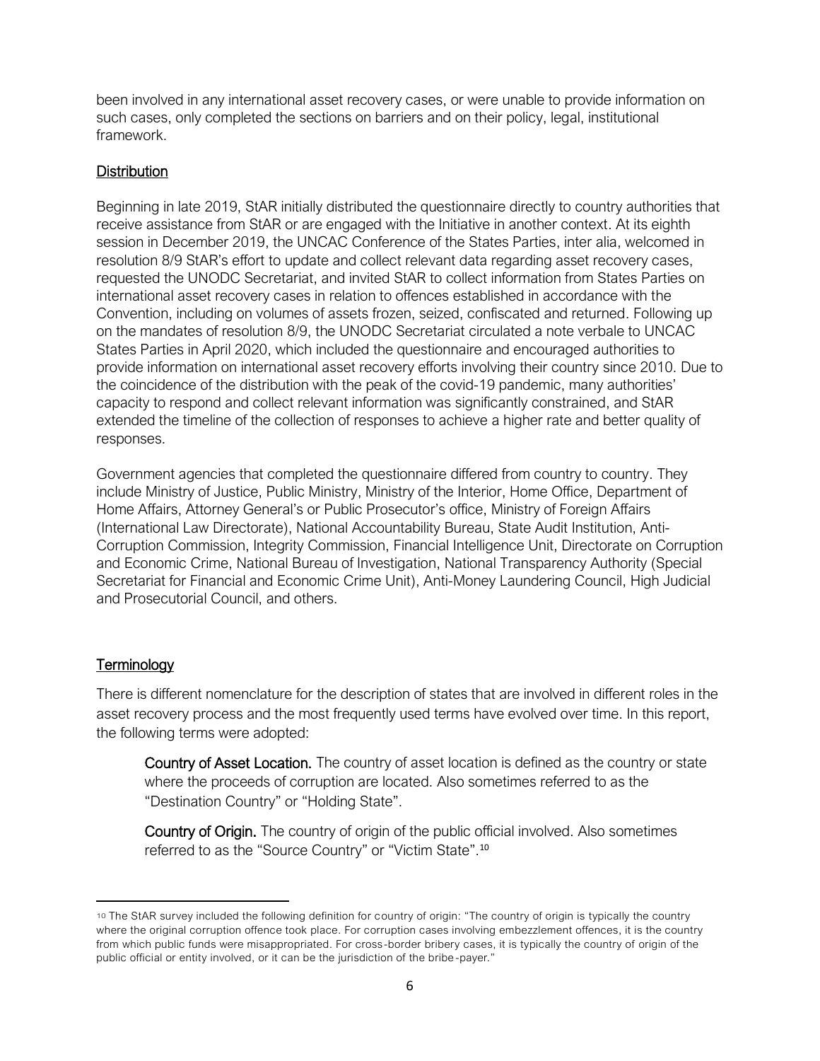been involved in any international asset recovery cases, or were unable to provide information on such cases, only completed the sections on barriers and on their policy, legal, institutional framework.

## Distribution

Beginning in late 2019, StAR initially distributed the questionnaire directly to country authorities that receive assistance from StAR or are engaged with the Initiative in another context. At its eighth session in December 2019, the UNCAC Conference of the States Parties, inter alia, welcomed in resolution 8/9 StAR's effort to update and collect relevant data regarding asset recovery cases, requested the UNODC Secretariat, and invited StAR to collect information from States Parties on international asset recovery cases in relation to offences established in accordance with the Convention, including on volumes of assets frozen, seized, confiscated and returned. Following up on the mandates of resolution 8/9, the UNODC Secretariat circulated a note verbale to UNCAC States Parties in April 2020, which included the questionnaire and encouraged authorities to provide information on international asset recovery efforts involving their country since 2010. Due to the coincidence of the distribution with the peak of the covid-19 pandemic, many authorities' capacity to respond and collect relevant information was significantly constrained, and StAR extended the timeline of the collection of responses to achieve a higher rate and better quality of responses.

Government agencies that completed the questionnaire differed from country to country. They include Ministry of Justice, Public Ministry, Ministry of the Interior, Home Office, Department of Home Affairs, Attorney General's or Public Prosecutor's office, Ministry of Foreign Affairs (International Law Directorate), National Accountability Bureau, State Audit Institution, Anti-Corruption Commission, Integrity Commission, Financial Intelligence Unit, Directorate on Corruption and Economic Crime, National Bureau of Investigation, National Transparency Authority (Special Secretariat for Financial and Economic Crime Unit), Anti-Money Laundering Council, High Judicial and Prosecutorial Council, and others.

## Terminology

There is different nomenclature for the description of states that are involved in different roles in the asset recovery process and the most frequently used terms have evolved over time. In this report, the following terms were adopted:

**Country of Asset Location.** The country of asset location is defined as the country or state where the proceeds of corruption are located. Also sometimes referred to as the "Destination Country" or "Holding State".

**Country of Origin.** The country of origin of the public official involved. Also sometimes referred to as the "Source Country" or "Victim State".[10]

[10] The StAR survey included the following definition for country of origin: "The country of origin is typically the country where the original corruption offence took place. For corruption cases involving embezzlement offences, it is the country from which public funds were misappropriated. For cross-border bribery cases, it is typically the country of origin of the public official or entity involved, or it can be the jurisdiction of the bribe-payer."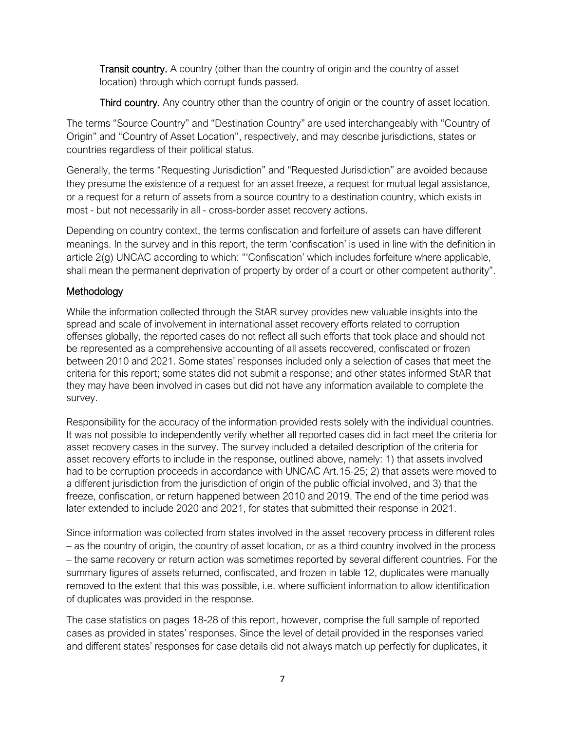**Transit country.** A country (other than the country of origin and the country of asset location) through which corrupt funds passed.

**Third country.** Any country other than the country of origin or the country of asset location.

The terms "Source Country" and "Destination Country" are used interchangeably with "Country of Origin" and "Country of Asset Location", respectively, and may describe jurisdictions, states or countries regardless of their political status.

Generally, the terms "Requesting Jurisdiction" and "Requested Jurisdiction" are avoided because they presume the existence of a request for an asset freeze, a request for mutual legal assistance, or a request for a return of assets from a source country to a destination country, which exists in most - but not necessarily in all - cross-border asset recovery actions.

Depending on country context, the terms confiscation and forfeiture of assets can have different meanings. In the survey and in this report, the term 'confiscation' is used in line with the definition in article 2(g) UNCAC according to which: "'Confiscation' which includes forfeiture where applicable, shall mean the permanent deprivation of property by order of a court or other competent authority".

## Methodology

While the information collected through the StAR survey provides new valuable insights into the spread and scale of involvement in international asset recovery efforts related to corruption offenses globally, the reported cases do not reflect all such efforts that took place and should not be represented as a comprehensive accounting of all assets recovered, confiscated or frozen between 2010 and 2021. Some states' responses included only a selection of cases that meet the criteria for this report; some states did not submit a response; and other states informed StAR that they may have been involved in cases but did not have any information available to complete the survey.

Responsibility for the accuracy of the information provided rests solely with the individual countries. It was not possible to independently verify whether all reported cases did in fact meet the criteria for asset recovery cases in the survey. The survey included a detailed description of the criteria for asset recovery efforts to include in the response, outlined above, namely: 1) that assets involved had to be corruption proceeds in accordance with UNCAC Art.15-25; 2) that assets were moved to a different jurisdiction from the jurisdiction of origin of the public official involved, and 3) that the freeze, confiscation, or return happened between 2010 and 2019. The end of the time period was later extended to include 2020 and 2021, for states that submitted their response in 2021.

Since information was collected from states involved in the asset recovery process in different roles – as the country of origin, the country of asset location, or as a third country involved in the process – the same recovery or return action was sometimes reported by several different countries. For the summary figures of assets returned, confiscated, and frozen in table 12, duplicates were manually removed to the extent that this was possible, i.e. where sufficient information to allow identification of duplicates was provided in the response.

The case statistics on pages 18-28 of this report, however, comprise the full sample of reported cases as provided in states' responses. Since the level of detail provided in the responses varied and different states' responses for case details did not always match up perfectly for duplicates, it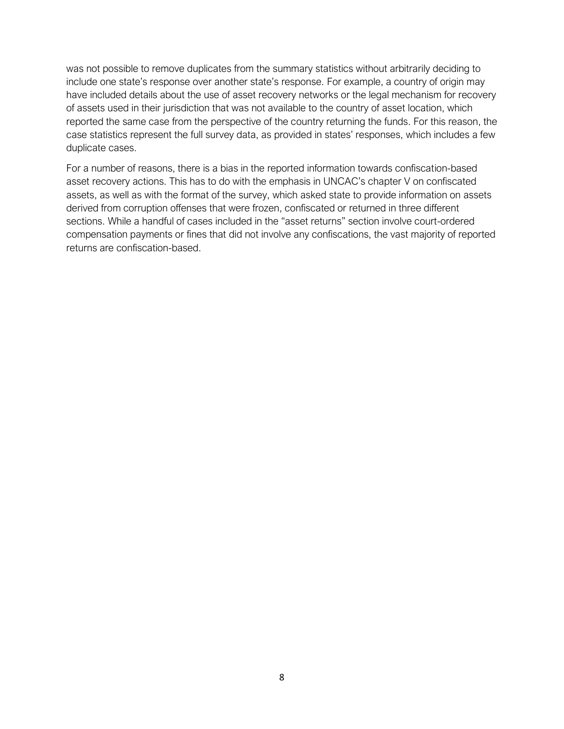was not possible to remove duplicates from the summary statistics without arbitrarily deciding to include one state's response over another state's response. For example, a country of origin may have included details about the use of asset recovery networks or the legal mechanism for recovery of assets used in their jurisdiction that was not available to the country of asset location, which reported the same case from the perspective of the country returning the funds. For this reason, the case statistics represent the full survey data, as provided in states' responses, which includes a few duplicate cases.

For a number of reasons, there is a bias in the reported information towards confiscation-based asset recovery actions. This has to do with the emphasis in UNCAC's chapter V on confiscated assets, as well as with the format of the survey, which asked state to provide information on assets derived from corruption offenses that were frozen, confiscated or returned in three different sections. While a handful of cases included in the "asset returns" section involve court-ordered compensation payments or fines that did not involve any confiscations, the vast majority of reported returns are confiscation-based.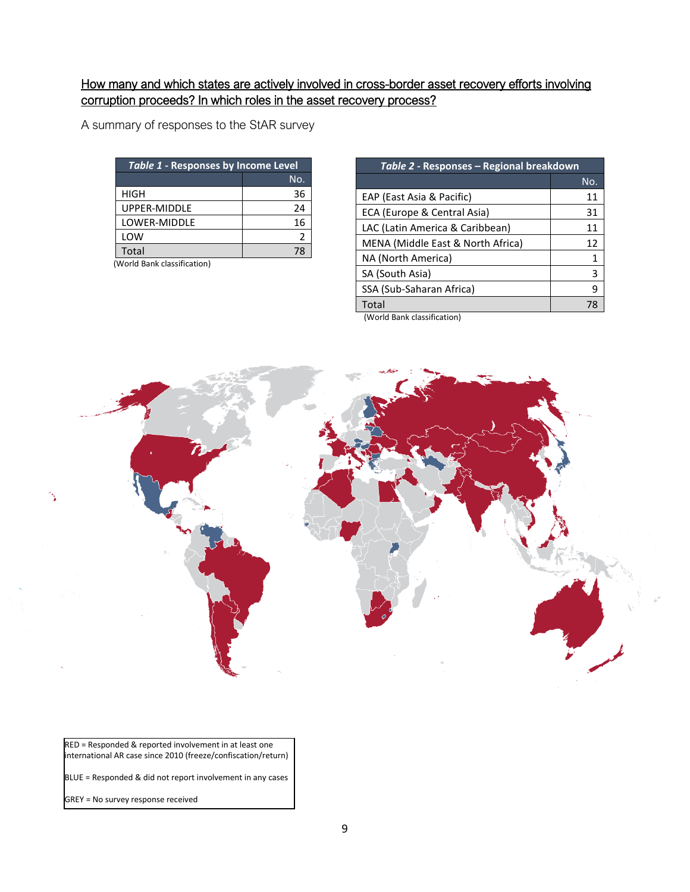## How many and which states are actively involved in cross-border asset recovery efforts involving corruption proceeds? In which roles in the asset recovery process?

A summary of responses to the StAR survey

| *Table 1* - Responses by Income Level | |
|---|---|
| | No. |
| HIGH | 36 |
| UPPER-MIDDLE | 24 |
| LOWER-MIDDLE | 16 |
| LOW | 2 |
| Total | 78 |

(World Bank classification)

| *Table 2* - Responses – Regional breakdown | |
|---|---|
| | No. |
| EAP (East Asia & Pacific) | 11 |
| ECA (Europe & Central Asia) | 31 |
| LAC (Latin America & Caribbean) | 11 |
| MENA (Middle East & North Africa) | 12 |
| NA (North America) | 1 |
| SA (South Asia) | 3 |
| SSA (Sub-Saharan Africa) | 9 |
| Total | 78 |

(World Bank classification)

RED = Responded & reported involvement in at least one international AR case since 2010 (freeze/confiscation/return)

BLUE = Responded & did not report involvement in any cases

GREY = No survey response received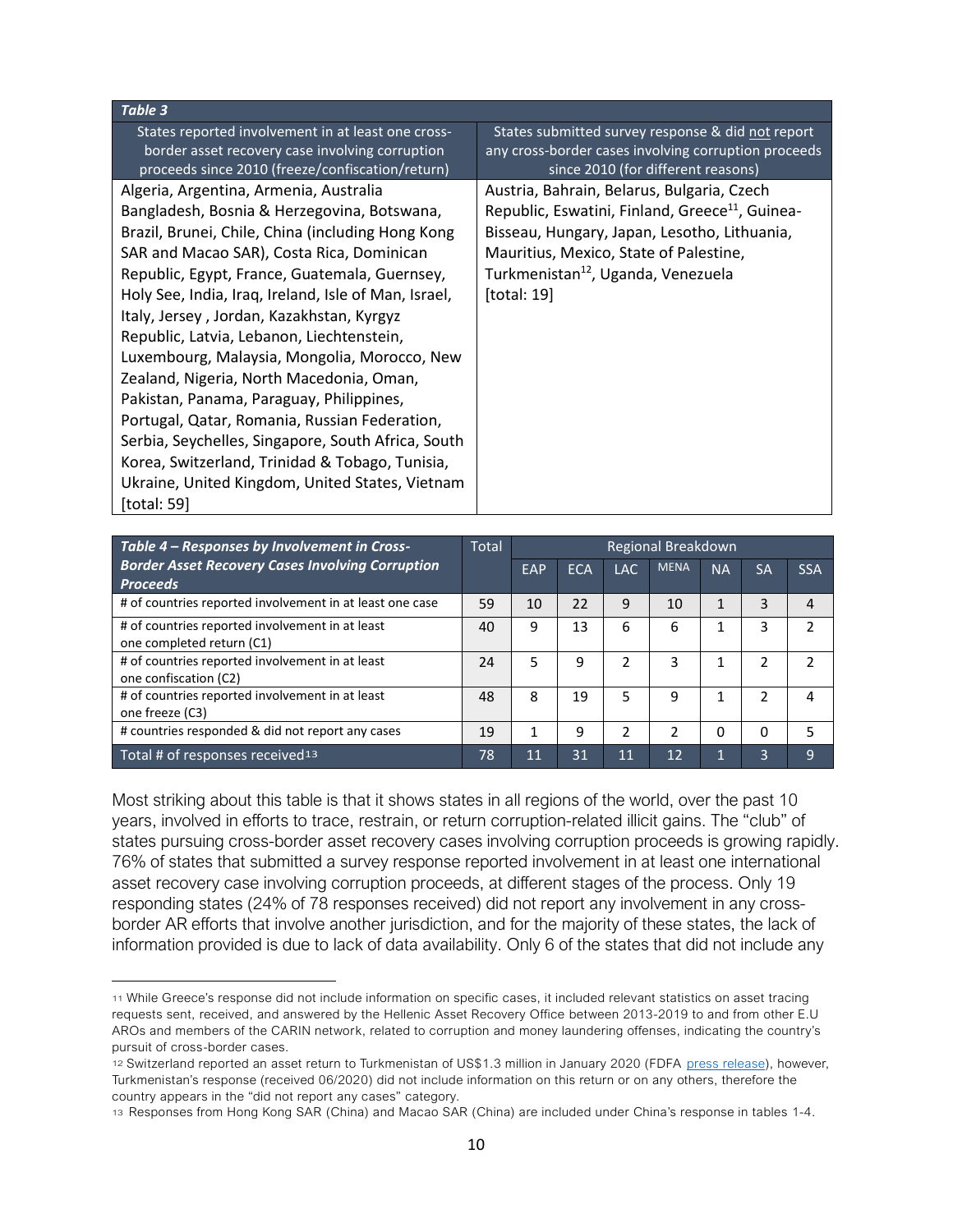| Table 3 | |
|---|---|
| States reported involvement in at least one cross-border asset recovery case involving corruption proceeds since 2010 (freeze/confiscation/return) | States submitted survey response & did not report any cross-border cases involving corruption proceeds since 2010 (for different reasons) |
| Algeria, Argentina, Armenia, Australia Bangladesh, Bosnia & Herzegovina, Botswana, Brazil, Brunei, Chile, China (including Hong Kong SAR and Macao SAR), Costa Rica, Dominican Republic, Egypt, France, Guatemala, Guernsey, Holy See, India, Iraq, Ireland, Isle of Man, Israel, Italy, Jersey , Jordan, Kazakhstan, Kyrgyz Republic, Latvia, Lebanon, Liechtenstein, Luxembourg, Malaysia, Mongolia, Morocco, New Zealand, Nigeria, North Macedonia, Oman, Pakistan, Panama, Paraguay, Philippines, Portugal, Qatar, Romania, Russian Federation, Serbia, Seychelles, Singapore, South Africa, South Korea, Switzerland, Trinidad & Tobago, Tunisia, Ukraine, United Kingdom, United States, Vietnam [total: 59] | Austria, Bahrain, Belarus, Bulgaria, Czech Republic, Eswatini, Finland, Greece[11], Guinea-Bisseau, Hungary, Japan, Lesotho, Lithuania, Mauritius, Mexico, State of Palestine, Turkmenistan[12], Uganda, Venezuela [total: 19] |

| Table 4 – Responses by Involvement in Cross-Border Asset Recovery Cases Involving Corruption Proceeds | Total | Regional Breakdown | | | | | | |
|---|---|---|---|---|---|---|---|---|
| | | EAP | ECA | LAC | MENA | NA | SA | SSA |
| # of countries reported involvement in at least one case | 59 | 10 | 22 | 9 | 10 | 1 | 3 | 4 |
| # of countries reported involvement in at least one completed return (C1) | 40 | 9 | 13 | 6 | 6 | 1 | 3 | 2 |
| # of countries reported involvement in at least one confiscation (C2) | 24 | 5 | 9 | 2 | 3 | 1 | 2 | 2 |
| # of countries reported involvement in at least one freeze (C3) | 48 | 8 | 19 | 5 | 9 | 1 | 2 | 4 |
| # countries responded & did not report any cases | 19 | 1 | 9 | 2 | 2 | 0 | 0 | 5 |
| Total # of responses received[13] | 78 | 11 | 31 | 11 | 12 | 1 | 3 | 9 |

Most striking about this table is that it shows states in all regions of the world, over the past 10 years, involved in efforts to trace, restrain, or return corruption-related illicit gains. The "club" of states pursuing cross-border asset recovery cases involving corruption proceeds is growing rapidly. 76% of states that submitted a survey response reported involvement in at least one international asset recovery case involving corruption proceeds, at different stages of the process. Only 19 responding states (24% of 78 responses received) did not report any involvement in any cross-border AR efforts that involve another jurisdiction, and for the majority of these states, the lack of information provided is due to lack of data availability. Only 6 of the states that did not include any

---

[11] While Greece's response did not include information on specific cases, it included relevant statistics on asset tracing requests sent, received, and answered by the Hellenic Asset Recovery Office between 2013-2019 to and from other E.U AROs and members of the CARIN network, related to corruption and money laundering offenses, indicating the country's pursuit of cross-border cases.

[12] Switzerland reported an asset return to Turkmenistan of US$1.3 million in January 2020 (FDFA press release), however, Turkmenistan's response (received 06/2020) did not include information on this return or on any others, therefore the country appears in the "did not report any cases" category.

[13] Responses from Hong Kong SAR (China) and Macao SAR (China) are included under China's response in tables 1-4.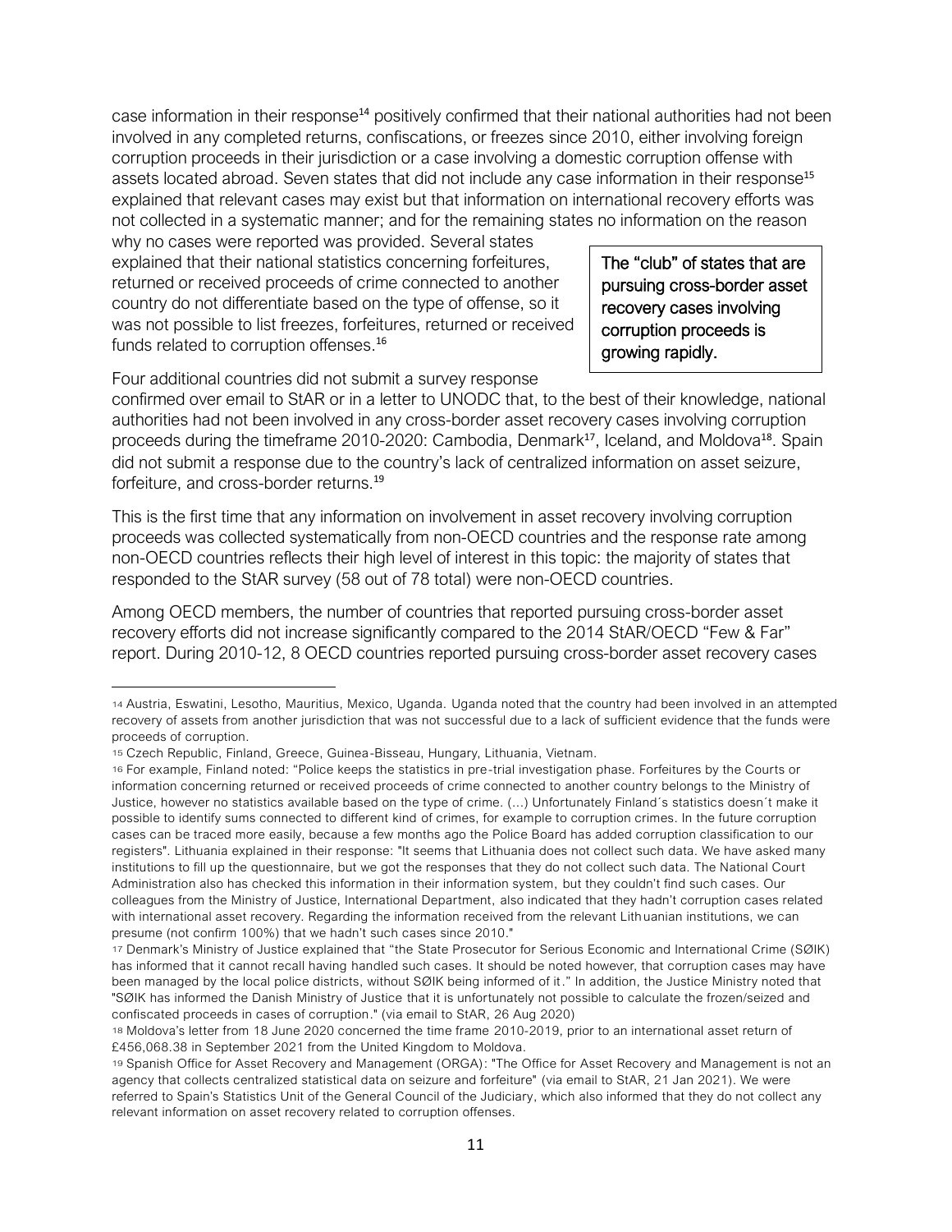case information in their response[14] positively confirmed that their national authorities had not been involved in any completed returns, confiscations, or freezes since 2010, either involving foreign corruption proceeds in their jurisdiction or a case involving a domestic corruption offense with assets located abroad. Seven states that did not include any case information in their response[15] explained that relevant cases may exist but that information on international recovery efforts was not collected in a systematic manner; and for the remaining states no information on the reason why no cases were reported was provided. Several states explained that their national statistics concerning forfeitures, returned or received proceeds of crime connected to another country do not differentiate based on the type of offense, so it was not possible to list freezes, forfeitures, returned or received funds related to corruption offenses.[16]

> The "club" of states that are pursuing cross-border asset recovery cases involving corruption proceeds is growing rapidly.

Four additional countries did not submit a survey response confirmed over email to StAR or in a letter to UNODC that, to the best of their knowledge, national authorities had not been involved in any cross-border asset recovery cases involving corruption proceeds during the timeframe 2010-2020: Cambodia, Denmark[17], Iceland, and Moldova[18]. Spain did not submit a response due to the country's lack of centralized information on asset seizure, forfeiture, and cross-border returns.[19]

This is the first time that any information on involvement in asset recovery involving corruption proceeds was collected systematically from non-OECD countries and the response rate among non-OECD countries reflects their high level of interest in this topic: the majority of states that responded to the StAR survey (58 out of 78 total) were non-OECD countries.

Among OECD members, the number of countries that reported pursuing cross-border asset recovery efforts did not increase significantly compared to the 2014 StAR/OECD "Few & Far" report. During 2010-12, 8 OECD countries reported pursuing cross-border asset recovery cases

---

[14] Austria, Eswatini, Lesotho, Mauritius, Mexico, Uganda. Uganda noted that the country had been involved in an attempted recovery of assets from another jurisdiction that was not successful due to a lack of sufficient evidence that the funds were proceeds of corruption.

[15] Czech Republic, Finland, Greece, Guinea-Bisseau, Hungary, Lithuania, Vietnam.

[16] For example, Finland noted: "Police keeps the statistics in pre-trial investigation phase. Forfeitures by the Courts or information concerning returned or received proceeds of crime connected to another country belongs to the Ministry of Justice, however no statistics available based on the type of crime. (...) Unfortunately Finland´s statistics doesn´t make it possible to identify sums connected to different kind of crimes, for example to corruption crimes. In the future corruption cases can be traced more easily, because a few months ago the Police Board has added corruption classification to our registers". Lithuania explained in their response: "It seems that Lithuania does not collect such data. We have asked many institutions to fill up the questionnaire, but we got the responses that they do not collect such data. The National Court Administration also has checked this information in their information system, but they couldn't find such cases. Our colleagues from the Ministry of Justice, International Department, also indicated that they hadn't corruption cases related with international asset recovery. Regarding the information received from the relevant Lithuanian institutions, we can presume (not confirm 100%) that we hadn't such cases since 2010."

[17] Denmark's Ministry of Justice explained that "the State Prosecutor for Serious Economic and International Crime (SØIK) has informed that it cannot recall having handled such cases. It should be noted however, that corruption cases may have been managed by the local police districts, without SØIK being informed of it." In addition, the Justice Ministry noted that "SØIK has informed the Danish Ministry of Justice that it is unfortunately not possible to calculate the frozen/seized and confiscated proceeds in cases of corruption." (via email to StAR, 26 Aug 2020)

[18] Moldova's letter from 18 June 2020 concerned the time frame 2010-2019, prior to an international asset return of £456,068.38 in September 2021 from the United Kingdom to Moldova.

[19] Spanish Office for Asset Recovery and Management (ORGA): "The Office for Asset Recovery and Management is not an agency that collects centralized statistical data on seizure and forfeiture" (via email to StAR, 21 Jan 2021). We were referred to Spain's Statistics Unit of the General Council of the Judiciary, which also informed that they do not collect any relevant information on asset recovery related to corruption offenses.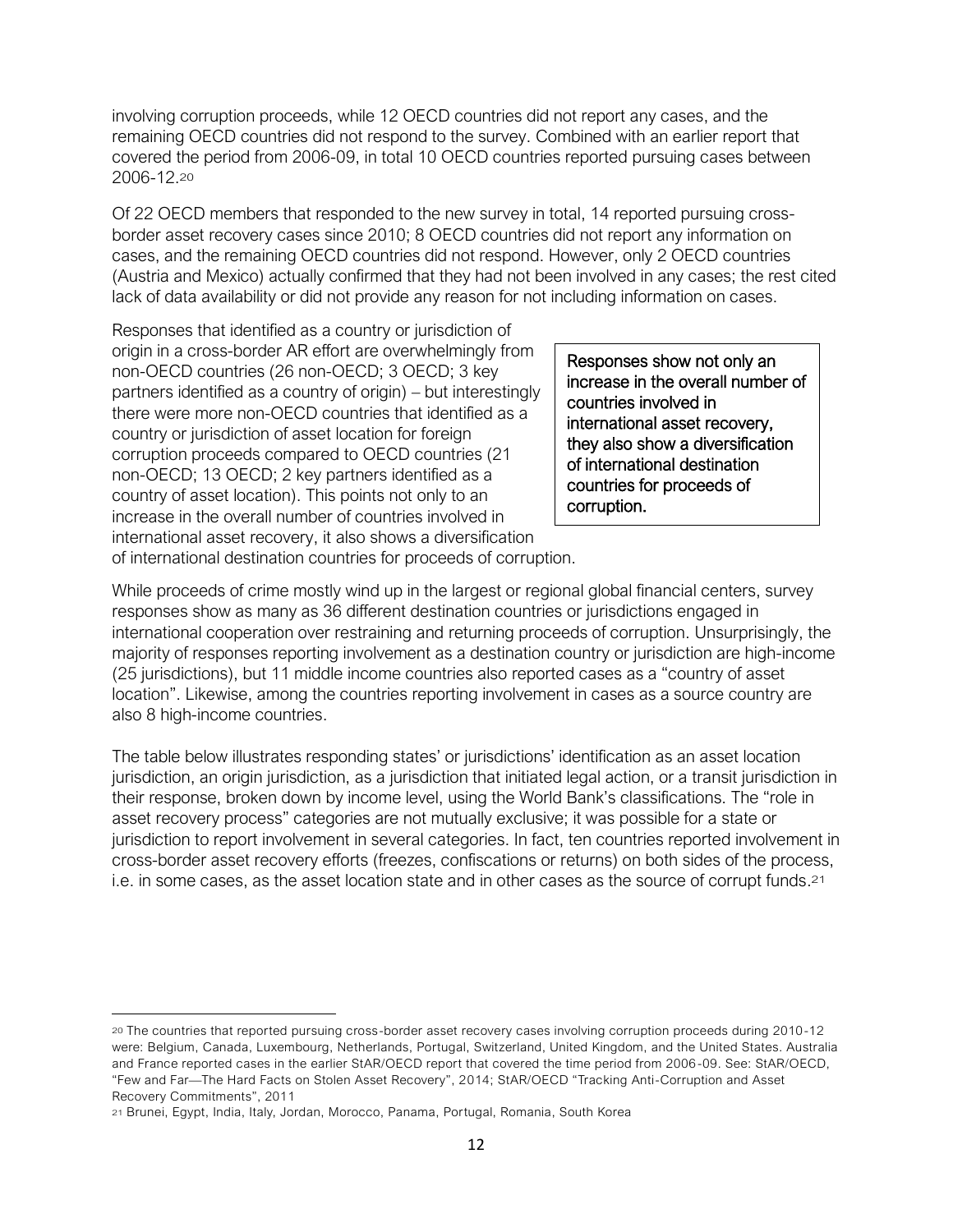involving corruption proceeds, while 12 OECD countries did not report any cases, and the remaining OECD countries did not respond to the survey. Combined with an earlier report that covered the period from 2006-09, in total 10 OECD countries reported pursuing cases between 2006-12.[20]

Of 22 OECD members that responded to the new survey in total, 14 reported pursuing cross-border asset recovery cases since 2010; 8 OECD countries did not report any information on cases, and the remaining OECD countries did not respond. However, only 2 OECD countries (Austria and Mexico) actually confirmed that they had not been involved in any cases; the rest cited lack of data availability or did not provide any reason for not including information on cases.

Responses that identified as a country or jurisdiction of origin in a cross-border AR effort are overwhelmingly from non-OECD countries (26 non-OECD; 3 OECD; 3 key partners identified as a country of origin) – but interestingly there were more non-OECD countries that identified as a country or jurisdiction of asset location for foreign corruption proceeds compared to OECD countries (21 non-OECD; 13 OECD; 2 key partners identified as a country of asset location). This points not only to an increase in the overall number of countries involved in international asset recovery, it also shows a diversification of international destination countries for proceeds of corruption.

> Responses show not only an increase in the overall number of countries involved in international asset recovery, they also show a diversification of international destination countries for proceeds of corruption.

While proceeds of crime mostly wind up in the largest or regional global financial centers, survey responses show as many as 36 different destination countries or jurisdictions engaged in international cooperation over restraining and returning proceeds of corruption. Unsurprisingly, the majority of responses reporting involvement as a destination country or jurisdiction are high-income (25 jurisdictions), but 11 middle income countries also reported cases as a "country of asset location". Likewise, among the countries reporting involvement in cases as a source country are also 8 high-income countries.

The table below illustrates responding states' or jurisdictions' identification as an asset location jurisdiction, an origin jurisdiction, as a jurisdiction that initiated legal action, or a transit jurisdiction in their response, broken down by income level, using the World Bank's classifications. The "role in asset recovery process" categories are not mutually exclusive; it was possible for a state or jurisdiction to report involvement in several categories. In fact, ten countries reported involvement in cross-border asset recovery efforts (freezes, confiscations or returns) on both sides of the process, i.e. in some cases, as the asset location state and in other cases as the source of corrupt funds.[21]

[20] The countries that reported pursuing cross-border asset recovery cases involving corruption proceeds during 2010-12 were: Belgium, Canada, Luxembourg, Netherlands, Portugal, Switzerland, United Kingdom, and the United States. Australia and France reported cases in the earlier StAR/OECD report that covered the time period from 2006-09. See: StAR/OECD, "Few and Far—The Hard Facts on Stolen Asset Recovery", 2014; StAR/OECD "Tracking Anti-Corruption and Asset Recovery Commitments", 2011

[21] Brunei, Egypt, India, Italy, Jordan, Morocco, Panama, Portugal, Romania, South Korea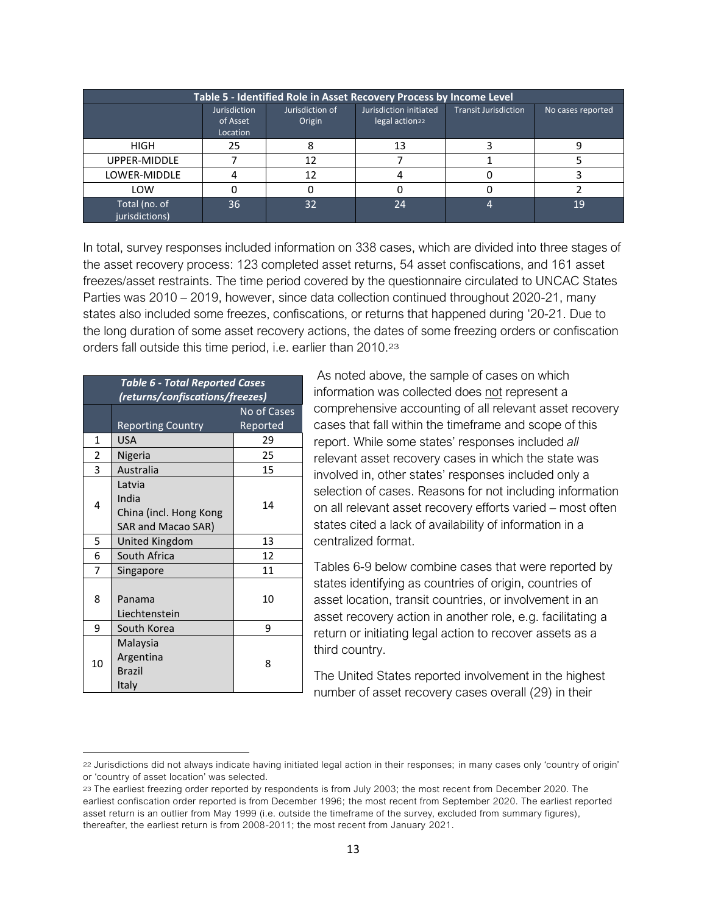| Table 5 - Identified Role in Asset Recovery Process by Income Level | | | | | |
|---|---|---|---|---|---|
| | Jurisdiction of Asset Location | Jurisdiction of Origin | Jurisdiction initiated legal action[22] | Transit Jurisdiction | No cases reported |
| HIGH | 25 | 8 | 13 | 3 | 9 |
| UPPER-MIDDLE | 7 | 12 | 7 | 1 | 5 |
| LOWER-MIDDLE | 4 | 12 | 4 | 0 | 3 |
| LOW | 0 | 0 | 0 | 0 | 2 |
| Total (no. of jurisdictions) | 36 | 32 | 24 | 4 | 19 |

In total, survey responses included information on 338 cases, which are divided into three stages of the asset recovery process: 123 completed asset returns, 54 asset confiscations, and 161 asset freezes/asset restraints. The time period covered by the questionnaire circulated to UNCAC States Parties was 2010 – 2019, however, since data collection continued throughout 2020-21, many states also included some freezes, confiscations, or returns that happened during '20-21. Due to the long duration of some asset recovery actions, the dates of some freezing orders or confiscation orders fall outside this time period, i.e. earlier than 2010.[23]

| *Table 6 - Total Reported Cases (returns/confiscations/freezes)* | | |
|---|---|---|
| | Reporting Country | No of Cases Reported |
| 1 | USA | 29 |
| 2 | Nigeria | 25 |
| 3 | Australia | 15 |
| 4 | Latvia<br>India<br>China (incl. Hong Kong SAR and Macao SAR) | 14 |
| 5 | United Kingdom | 13 |
| 6 | South Africa | 12 |
| 7 | Singapore | 11 |
| 8 | Panama<br>Liechtenstein | 10 |
| 9 | South Korea | 9 |
| 10 | Malaysia<br>Argentina<br>Brazil<br>Italy | 8 |

As noted above, the sample of cases on which information was collected does not represent a comprehensive accounting of all relevant asset recovery cases that fall within the timeframe and scope of this report. While some states' responses included *all* relevant asset recovery cases in which the state was involved in, other states' responses included only a selection of cases. Reasons for not including information on all relevant asset recovery efforts varied – most often states cited a lack of availability of information in a centralized format.

Tables 6-9 below combine cases that were reported by states identifying as countries of origin, countries of asset location, transit countries, or involvement in an asset recovery action in another role, e.g. facilitating a return or initiating legal action to recover assets as a third country.

The United States reported involvement in the highest number of asset recovery cases overall (29) in their

[22] Jurisdictions did not always indicate having initiated legal action in their responses; in many cases only 'country of origin' or 'country of asset location' was selected.

[23] The earliest freezing order reported by respondents is from July 2003; the most recent from December 2020. The earliest confiscation order reported is from December 1996; the most recent from September 2020. The earliest reported asset return is an outlier from May 1999 (i.e. outside the timeframe of the survey, excluded from summary figures), thereafter, the earliest return is from 2008-2011; the most recent from January 2021.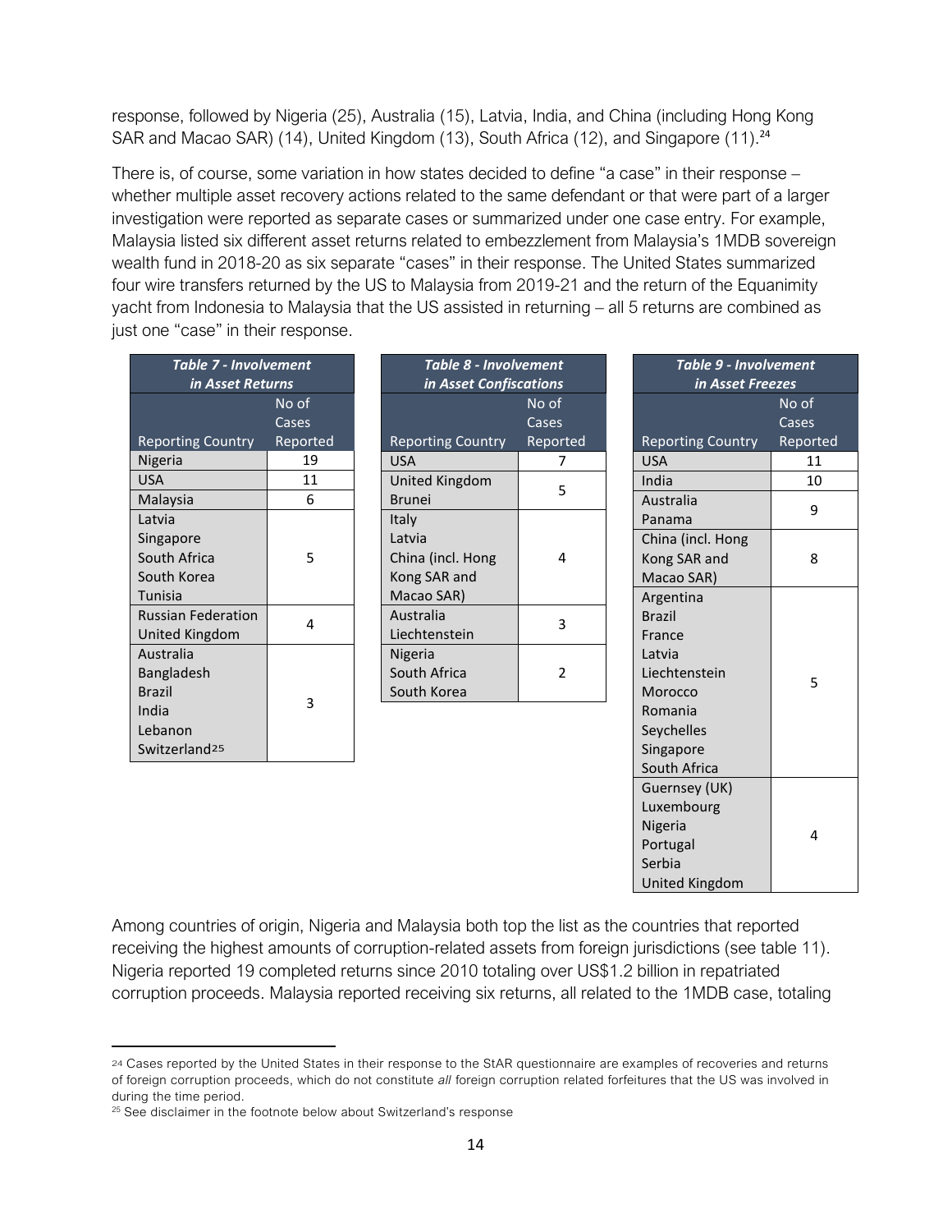response, followed by Nigeria (25), Australia (15), Latvia, India, and China (including Hong Kong SAR and Macao SAR) (14), United Kingdom (13), South Africa (12), and Singapore (11).[24]

There is, of course, some variation in how states decided to define "a case" in their response – whether multiple asset recovery actions related to the same defendant or that were part of a larger investigation were reported as separate cases or summarized under one case entry. For example, Malaysia listed six different asset returns related to embezzlement from Malaysia's 1MDB sovereign wealth fund in 2018-20 as six separate "cases" in their response. The United States summarized four wire transfers returned by the US to Malaysia from 2019-21 and the return of the Equanimity yacht from Indonesia to Malaysia that the US assisted in returning – all 5 returns are combined as just one "case" in their response.

**Table 7 - Involvement in Asset Returns**

| Reporting Country | No of Cases Reported |
|---|---|
| Nigeria | 19 |
| USA | 11 |
| Malaysia | 6 |
| Latvia<br>Singapore<br>South Africa<br>South Korea<br>Tunisia | 5 |
| Russian Federation<br>United Kingdom | 4 |
| Australia<br>Bangladesh<br>Brazil<br>India<br>Lebanon<br>Switzerland[25] | 3 |

**Table 8 - Involvement in Asset Confiscations**

| Reporting Country | No of Cases Reported |
|---|---|
| USA | 7 |
| United Kingdom<br>Brunei | 5 |
| Italy<br>Latvia<br>China (incl. Hong Kong SAR and Macao SAR) | 4 |
| Australia<br>Liechtenstein | 3 |
| Nigeria<br>South Africa<br>South Korea | 2 |

**Table 9 - Involvement in Asset Freezes**

| Reporting Country | No of Cases Reported |
|---|---|
| USA | 11 |
| India | 10 |
| Australia<br>Panama | 9 |
| China (incl. Hong Kong SAR and Macao SAR) | 8 |
| Argentina<br>Brazil<br>France<br>Latvia<br>Liechtenstein<br>Morocco<br>Romania<br>Seychelles<br>Singapore<br>South Africa | 5 |
| Guernsey (UK)<br>Luxembourg<br>Nigeria<br>Portugal<br>Serbia<br>United Kingdom | 4 |

Among countries of origin, Nigeria and Malaysia both top the list as the countries that reported receiving the highest amounts of corruption-related assets from foreign jurisdictions (see table 11). Nigeria reported 19 completed returns since 2010 totaling over US$1.2 billion in repatriated corruption proceeds. Malaysia reported receiving six returns, all related to the 1MDB case, totaling

[24] Cases reported by the United States in their response to the StAR questionnaire are examples of recoveries and returns of foreign corruption proceeds, which do not constitute *all* foreign corruption related forfeitures that the US was involved in during the time period.

[25] See disclaimer in the footnote below about Switzerland's response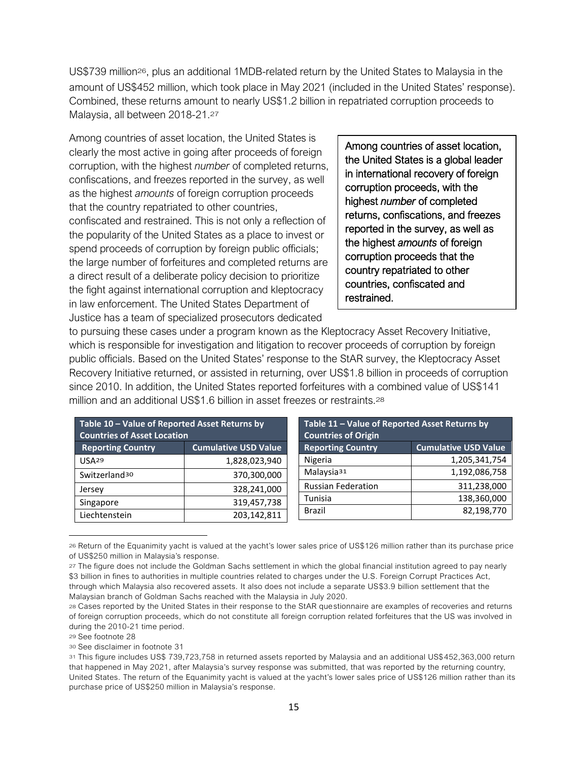US$739 million[26], plus an additional 1MDB-related return by the United States to Malaysia in the amount of US$452 million, which took place in May 2021 (included in the United States' response). Combined, these returns amount to nearly US$1.2 billion in repatriated corruption proceeds to Malaysia, all between 2018-21.[27]

Among countries of asset location, the United States is clearly the most active in going after proceeds of foreign corruption, with the highest *number* of completed returns, confiscations, and freezes reported in the survey, as well as the highest *amounts* of foreign corruption proceeds that the country repatriated to other countries, confiscated and restrained. This is not only a reflection of the popularity of the United States as a place to invest or spend proceeds of corruption by foreign public officials; the large number of forfeitures and completed returns are a direct result of a deliberate policy decision to prioritize the fight against international corruption and kleptocracy in law enforcement. The United States Department of Justice has a team of specialized prosecutors dedicated to pursuing these cases under a program known as the Kleptocracy Asset Recovery Initiative, which is responsible for investigation and litigation to recover proceeds of corruption by foreign public officials. Based on the United States' response to the StAR survey, the Kleptocracy Asset Recovery Initiative returned, or assisted in returning, over US$1.8 billion in proceeds of corruption since 2010. In addition, the United States reported forfeitures with a combined value of US$141 million and an additional US$1.6 billion in asset freezes or restraints.[28]

> Among countries of asset location, the United States is a global leader in international recovery of foreign corruption proceeds, with the highest *number* of completed returns, confiscations, and freezes reported in the survey, as well as the highest *amounts* of foreign corruption proceeds that the country repatriated to other countries, confiscated and restrained.

**Table 10 – Value of Reported Asset Returns by Countries of Asset Location**

| Reporting Country | Cumulative USD Value |
|---|---|
| USA[29] | 1,828,023,940 |
| Switzerland[30] | 370,300,000 |
| Jersey | 328,241,000 |
| Singapore | 319,457,738 |
| Liechtenstein | 203,142,811 |

**Table 11 – Value of Reported Asset Returns by Countries of Origin**

| Reporting Country | Cumulative USD Value |
|---|---|
| Nigeria | 1,205,341,754 |
| Malaysia[31] | 1,192,086,758 |
| Russian Federation | 311,238,000 |
| Tunisia | 138,360,000 |
| Brazil | 82,198,770 |

---

[26] Return of the Equanimity yacht is valued at the yacht's lower sales price of US$126 million rather than its purchase price of US$250 million in Malaysia's response.

[27] The figure does not include the Goldman Sachs settlement in which the global financial institution agreed to pay nearly $3 billion in fines to authorities in multiple countries related to charges under the U.S. Foreign Corrupt Practices Act, through which Malaysia also recovered assets. It also does not include a separate US$3.9 billion settlement that the Malaysian branch of Goldman Sachs reached with the Malaysia in July 2020.

[28] Cases reported by the United States in their response to the StAR questionnaire are examples of recoveries and returns of foreign corruption proceeds, which do not constitute all foreign corruption related forfeitures that the US was involved in during the 2010-21 time period.

[29] See footnote 28

[30] See disclaimer in footnote 31

[31] This figure includes US$ 739,723,758 in returned assets reported by Malaysia and an additional US$452,363,000 return that happened in May 2021, after Malaysia's survey response was submitted, that was reported by the returning country, United States. The return of the Equanimity yacht is valued at the yacht's lower sales price of US$126 million rather than its purchase price of US$250 million in Malaysia's response.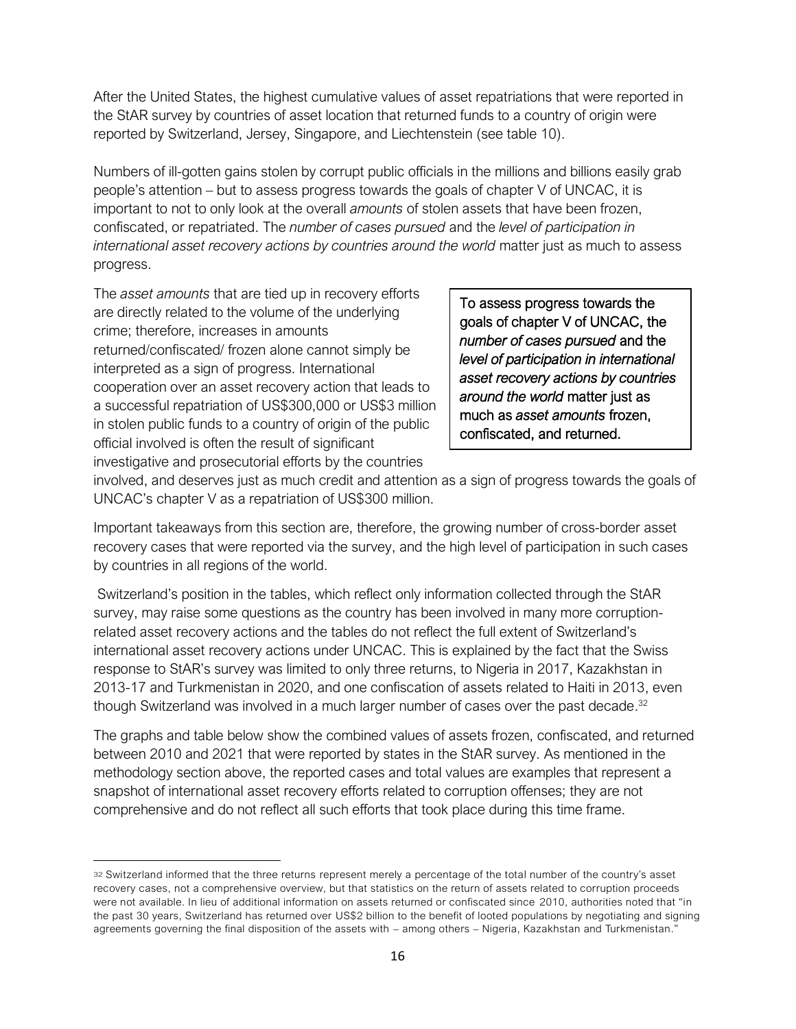After the United States, the highest cumulative values of asset repatriations that were reported in the StAR survey by countries of asset location that returned funds to a country of origin were reported by Switzerland, Jersey, Singapore, and Liechtenstein (see table 10).

Numbers of ill-gotten gains stolen by corrupt public officials in the millions and billions easily grab people's attention – but to assess progress towards the goals of chapter V of UNCAC, it is important to not to only look at the overall *amounts* of stolen assets that have been frozen, confiscated, or repatriated. The *number of cases pursued* and the *level of participation in international asset recovery actions by countries around the world* matter just as much to assess progress.

> To assess progress towards the goals of chapter V of UNCAC, the *number of cases pursued* and the *level of participation in international asset recovery actions by countries around the world* matter just as much as *asset amounts* frozen, confiscated, and returned.

The *asset amounts* that are tied up in recovery efforts are directly related to the volume of the underlying crime; therefore, increases in amounts returned/confiscated/ frozen alone cannot simply be interpreted as a sign of progress. International cooperation over an asset recovery action that leads to a successful repatriation of US$300,000 or US$3 million in stolen public funds to a country of origin of the public official involved is often the result of significant investigative and prosecutorial efforts by the countries involved, and deserves just as much credit and attention as a sign of progress towards the goals of UNCAC's chapter V as a repatriation of US$300 million.

Important takeaways from this section are, therefore, the growing number of cross-border asset recovery cases that were reported via the survey, and the high level of participation in such cases by countries in all regions of the world.

Switzerland's position in the tables, which reflect only information collected through the StAR survey, may raise some questions as the country has been involved in many more corruption-related asset recovery actions and the tables do not reflect the full extent of Switzerland's international asset recovery actions under UNCAC. This is explained by the fact that the Swiss response to StAR's survey was limited to only three returns, to Nigeria in 2017, Kazakhstan in 2013-17 and Turkmenistan in 2020, and one confiscation of assets related to Haiti in 2013, even though Switzerland was involved in a much larger number of cases over the past decade.[32]

The graphs and table below show the combined values of assets frozen, confiscated, and returned between 2010 and 2021 that were reported by states in the StAR survey. As mentioned in the methodology section above, the reported cases and total values are examples that represent a snapshot of international asset recovery efforts related to corruption offenses; they are not comprehensive and do not reflect all such efforts that took place during this time frame.

---

[32] Switzerland informed that the three returns represent merely a percentage of the total number of the country's asset recovery cases, not a comprehensive overview, but that statistics on the return of assets related to corruption proceeds were not available. In lieu of additional information on assets returned or confiscated since 2010, authorities noted that "in the past 30 years, Switzerland has returned over US$2 billion to the benefit of looted populations by negotiating and signing agreements governing the final disposition of the assets with – among others – Nigeria, Kazakhstan and Turkmenistan."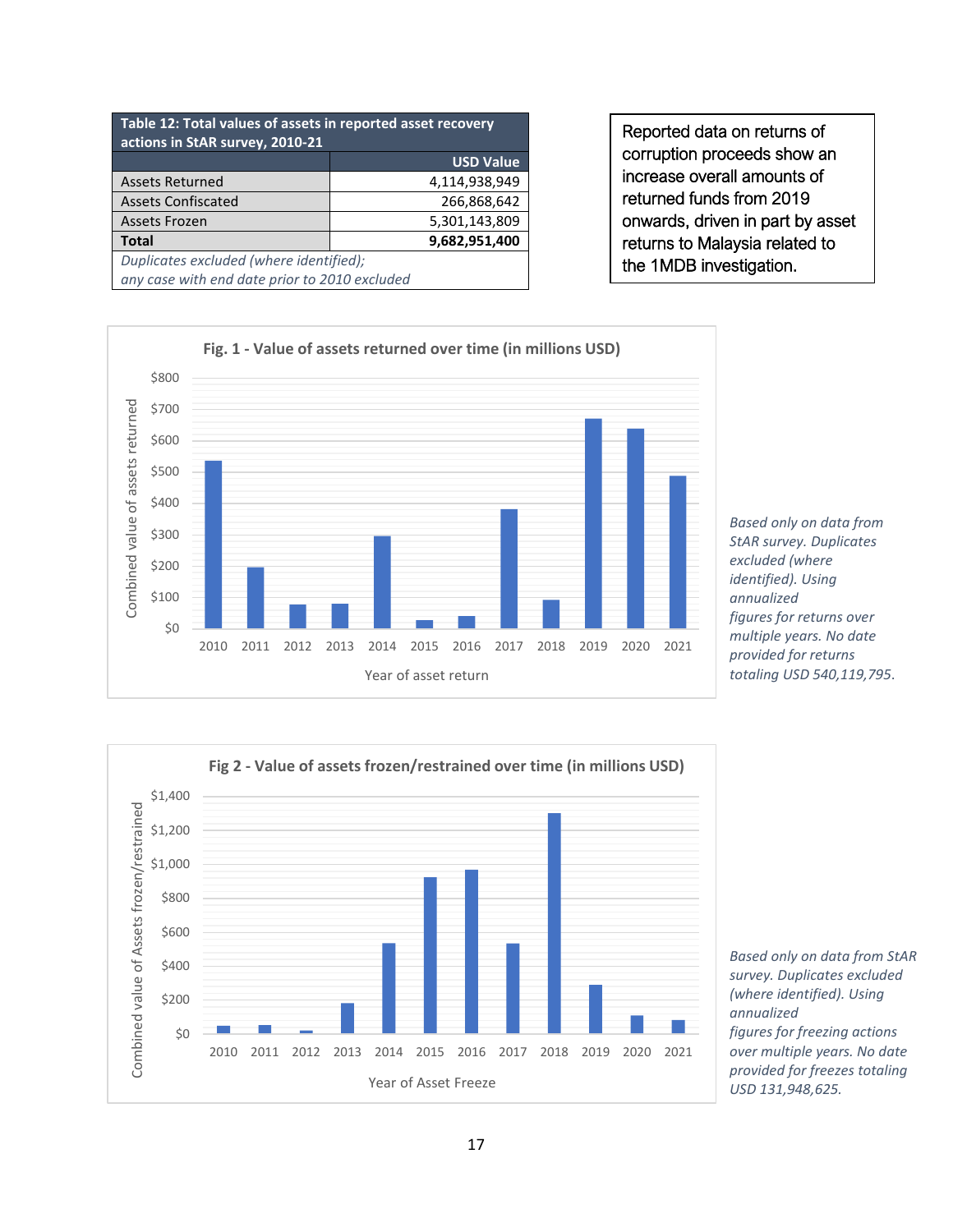**Table 12: Total values of assets in reported asset recovery actions in StAR survey, 2010-21**

| | USD Value |
|---|---|
| Assets Returned | 4,114,938,949 |
| Assets Confiscated | 266,868,642 |
| Assets Frozen | 5,301,143,809 |
| **Total** | **9,682,951,400** |

*Duplicates excluded (where identified); any case with end date prior to 2010 excluded*

Reported data on returns of corruption proceeds show an increase overall amounts of returned funds from 2019 onwards, driven in part by asset returns to Malaysia related to the 1MDB investigation.

**Fig. 1 - Value of assets returned over time (in millions USD)**

*Based only on data from StAR survey. Duplicates excluded (where identified). Using annualized figures for returns over multiple years. No date provided for returns totaling USD 540,119,795.*

**Fig 2 - Value of assets frozen/restrained over time (in millions USD)**

*Based only on data from StAR survey. Duplicates excluded (where identified). Using annualized figures for freezing actions over multiple years. No date provided for freezes totaling USD 131,948,625.*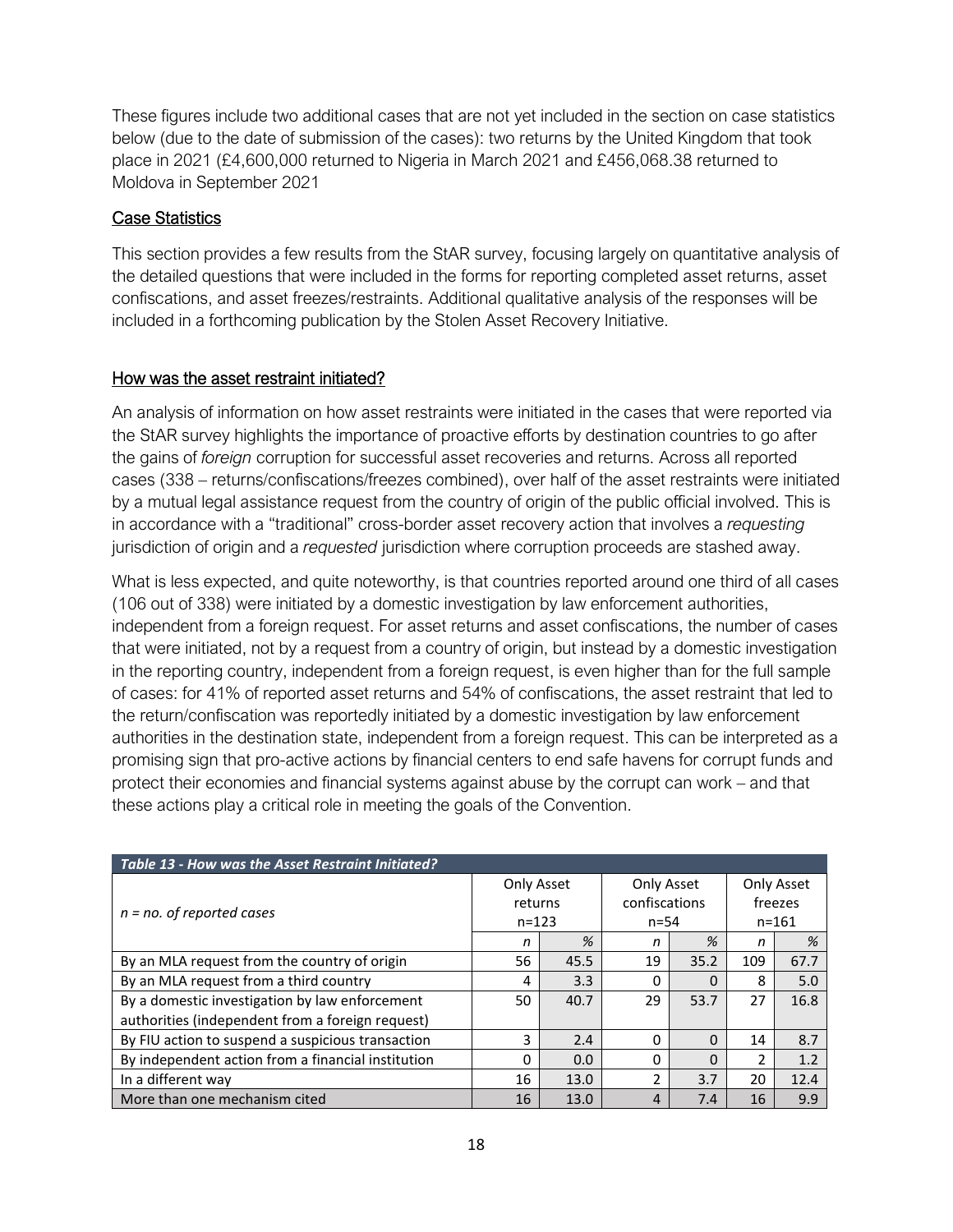These figures include two additional cases that are not yet included in the section on case statistics below (due to the date of submission of the cases): two returns by the United Kingdom that took place in 2021 (£4,600,000 returned to Nigeria in March 2021 and £456,068.38 returned to Moldova in September 2021

## Case Statistics

This section provides a few results from the StAR survey, focusing largely on quantitative analysis of the detailed questions that were included in the forms for reporting completed asset returns, asset confiscations, and asset freezes/restraints. Additional qualitative analysis of the responses will be included in a forthcoming publication by the Stolen Asset Recovery Initiative.

### How was the asset restraint initiated?

An analysis of information on how asset restraints were initiated in the cases that were reported via the StAR survey highlights the importance of proactive efforts by destination countries to go after the gains of *foreign* corruption for successful asset recoveries and returns. Across all reported cases (338 – returns/confiscations/freezes combined), over half of the asset restraints were initiated by a mutual legal assistance request from the country of origin of the public official involved. This is in accordance with a "traditional" cross-border asset recovery action that involves a *requesting* jurisdiction of origin and a *requested* jurisdiction where corruption proceeds are stashed away.

What is less expected, and quite noteworthy, is that countries reported around one third of all cases (106 out of 338) were initiated by a domestic investigation by law enforcement authorities, independent from a foreign request. For asset returns and asset confiscations, the number of cases that were initiated, not by a request from a country of origin, but instead by a domestic investigation in the reporting country, independent from a foreign request, is even higher than for the full sample of cases: for 41% of reported asset returns and 54% of confiscations, the asset restraint that led to the return/confiscation was reportedly initiated by a domestic investigation by law enforcement authorities in the destination state, independent from a foreign request. This can be interpreted as a promising sign that pro-active actions by financial centers to end safe havens for corrupt funds and protect their economies and financial systems against abuse by the corrupt can work – and that these actions play a critical role in meeting the goals of the Convention.

**Table 13 - How was the Asset Restraint Initiated?**

| *n = no. of reported cases* | Only Asset returns n=123 | | Only Asset confiscations n=54 | | Only Asset freezes n=161 | |
|---|---|---|---|---|---|---|
| | *n* | *%* | *n* | *%* | *n* | *%* |
| By an MLA request from the country of origin | 56 | 45.5 | 19 | 35.2 | 109 | 67.7 |
| By an MLA request from a third country | 4 | 3.3 | 0 | 0 | 8 | 5.0 |
| By a domestic investigation by law enforcement authorities (independent from a foreign request) | 50 | 40.7 | 29 | 53.7 | 27 | 16.8 |
| By FIU action to suspend a suspicious transaction | 3 | 2.4 | 0 | 0 | 14 | 8.7 |
| By independent action from a financial institution | 0 | 0.0 | 0 | 0 | 2 | 1.2 |
| In a different way | 16 | 13.0 | 2 | 3.7 | 20 | 12.4 |
| More than one mechanism cited | 16 | 13.0 | 4 | 7.4 | 16 | 9.9 |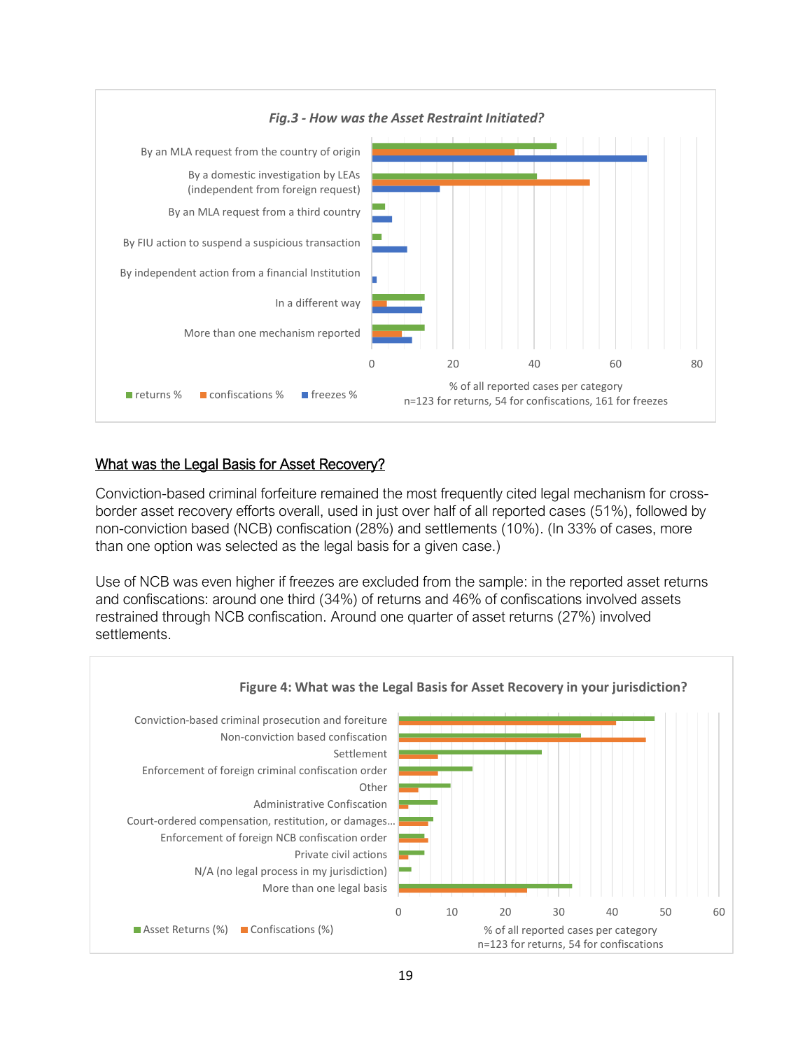**Fig.3 - How was the Asset Restraint Initiated?**

By an MLA request from the country of origin

By a domestic investigation by LEAs (independent from foreign request)

By an MLA request from a third country

By FIU action to suspend a suspicious transaction

By independent action from a financial Institution

In a different way

More than one mechanism reported

0 20 40 60 80

returns % confiscations % freezes %

% of all reported cases per category
n=123 for returns, 54 for confiscations, 161 for freezes

## What was the Legal Basis for Asset Recovery?

Conviction-based criminal forfeiture remained the most frequently cited legal mechanism for cross-border asset recovery efforts overall, used in just over half of all reported cases (51%), followed by non-conviction based (NCB) confiscation (28%) and settlements (10%). (In 33% of cases, more than one option was selected as the legal basis for a given case.)

Use of NCB was even higher if freezes are excluded from the sample: in the reported asset returns and confiscations: around one third (34%) of returns and 46% of confiscations involved assets restrained through NCB confiscation. Around one quarter of asset returns (27%) involved settlements.

**Figure 4: What was the Legal Basis for Asset Recovery in your jurisdiction?**

Conviction-based criminal prosecution and foreiture

Non-conviction based confiscation

Settlement

Enforcement of foreign criminal confiscation order

Other

Administrative Confiscation

Court-ordered compensation, restitution, or damages...

Enforcement of foreign NCB confiscation order

Private civil actions

N/A (no legal process in my jurisdiction)

More than one legal basis

0 10 20 30 40 50 60

Asset Returns (%) Confiscations (%)

% of all reported cases per category
n=123 for returns, 54 for confiscations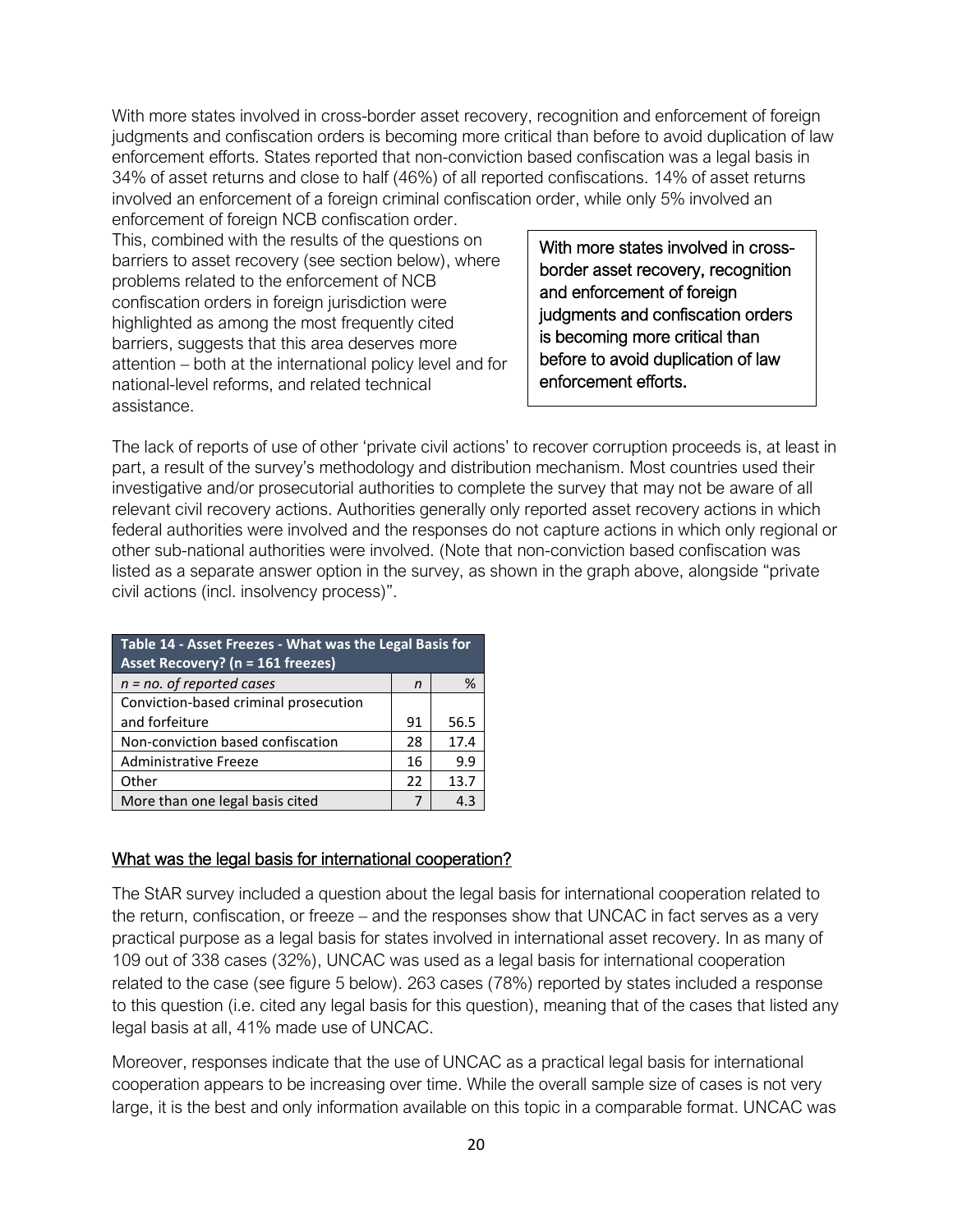With more states involved in cross-border asset recovery, recognition and enforcement of foreign judgments and confiscation orders is becoming more critical than before to avoid duplication of law enforcement efforts. States reported that non-conviction based confiscation was a legal basis in 34% of asset returns and close to half (46%) of all reported confiscations. 14% of asset returns involved an enforcement of a foreign criminal confiscation order, while only 5% involved an enforcement of foreign NCB confiscation order.

This, combined with the results of the questions on barriers to asset recovery (see section below), where problems related to the enforcement of NCB confiscation orders in foreign jurisdiction were highlighted as among the most frequently cited barriers, suggests that this area deserves more attention – both at the international policy level and for national-level reforms, and related technical assistance.

> With more states involved in cross-border asset recovery, recognition and enforcement of foreign judgments and confiscation orders is becoming more critical than before to avoid duplication of law enforcement efforts.

The lack of reports of use of other 'private civil actions' to recover corruption proceeds is, at least in part, a result of the survey's methodology and distribution mechanism. Most countries used their investigative and/or prosecutorial authorities to complete the survey that may not be aware of all relevant civil recovery actions. Authorities generally only reported asset recovery actions in which federal authorities were involved and the responses do not capture actions in which only regional or other sub-national authorities were involved. (Note that non-conviction based confiscation was listed as a separate answer option in the survey, as shown in the graph above, alongside "private civil actions (incl. insolvency process)".

**Table 14 - Asset Freezes - What was the Legal Basis for Asset Recovery? (n = 161 freezes)**

| *n = no. of reported cases* | *n* | % |
|---|---|---|
| Conviction-based criminal prosecution and forfeiture | 91 | 56.5 |
| Non-conviction based confiscation | 28 | 17.4 |
| Administrative Freeze | 16 | 9.9 |
| Other | 22 | 13.7 |
| More than one legal basis cited | 7 | 4.3 |

## What was the legal basis for international cooperation?

The StAR survey included a question about the legal basis for international cooperation related to the return, confiscation, or freeze – and the responses show that UNCAC in fact serves as a very practical purpose as a legal basis for states involved in international asset recovery. In as many of 109 out of 338 cases (32%), UNCAC was used as a legal basis for international cooperation related to the case (see figure 5 below). 263 cases (78%) reported by states included a response to this question (i.e. cited any legal basis for this question), meaning that of the cases that listed any legal basis at all, 41% made use of UNCAC.

Moreover, responses indicate that the use of UNCAC as a practical legal basis for international cooperation appears to be increasing over time. While the overall sample size of cases is not very large, it is the best and only information available on this topic in a comparable format. UNCAC was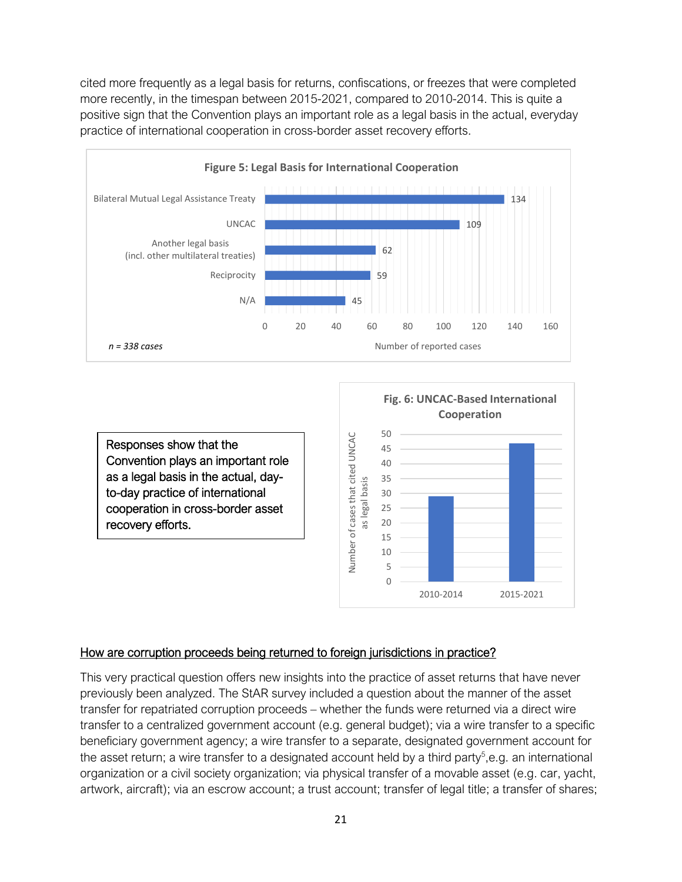cited more frequently as a legal basis for returns, confiscations, or freezes that were completed more recently, in the timespan between 2015-2021, compared to 2010-2014. This is quite a positive sign that the Convention plays an important role as a legal basis in the actual, everyday practice of international cooperation in cross-border asset recovery efforts.

**Figure 5: Legal Basis for International Cooperation**

| Legal basis | Number of reported cases |
|---|---|
| Bilateral Mutual Legal Assistance Treaty | 134 |
| UNCAC | 109 |
| Another legal basis (incl. other multilateral treaties) | 62 |
| Reciprocity | 59 |
| N/A | 45 |

*n = 338 cases*

**Fig. 6: UNCAC-Based International Cooperation**

| Period | Number of cases that cited UNCAC as legal basis |
|---|---|
| 2010-2014 | ~29 |
| 2015-2021 | ~47 |

> Responses show that the Convention plays an important role as a legal basis in the actual, day-to-day practice of international cooperation in cross-border asset recovery efforts.

## How are corruption proceeds being returned to foreign jurisdictions in practice?

This very practical question offers new insights into the practice of asset returns that have never previously been analyzed. The StAR survey included a question about the manner of the asset transfer for repatriated corruption proceeds – whether the funds were returned via a direct wire transfer to a centralized government account (e.g. general budget); via a wire transfer to a specific beneficiary government agency; a wire transfer to a separate, designated government account for the asset return; a wire transfer to a designated account held by a third party[5], e.g. an international organization or a civil society organization; via physical transfer of a movable asset (e.g. car, yacht, artwork, aircraft); via an escrow account; a trust account; transfer of legal title; a transfer of shares;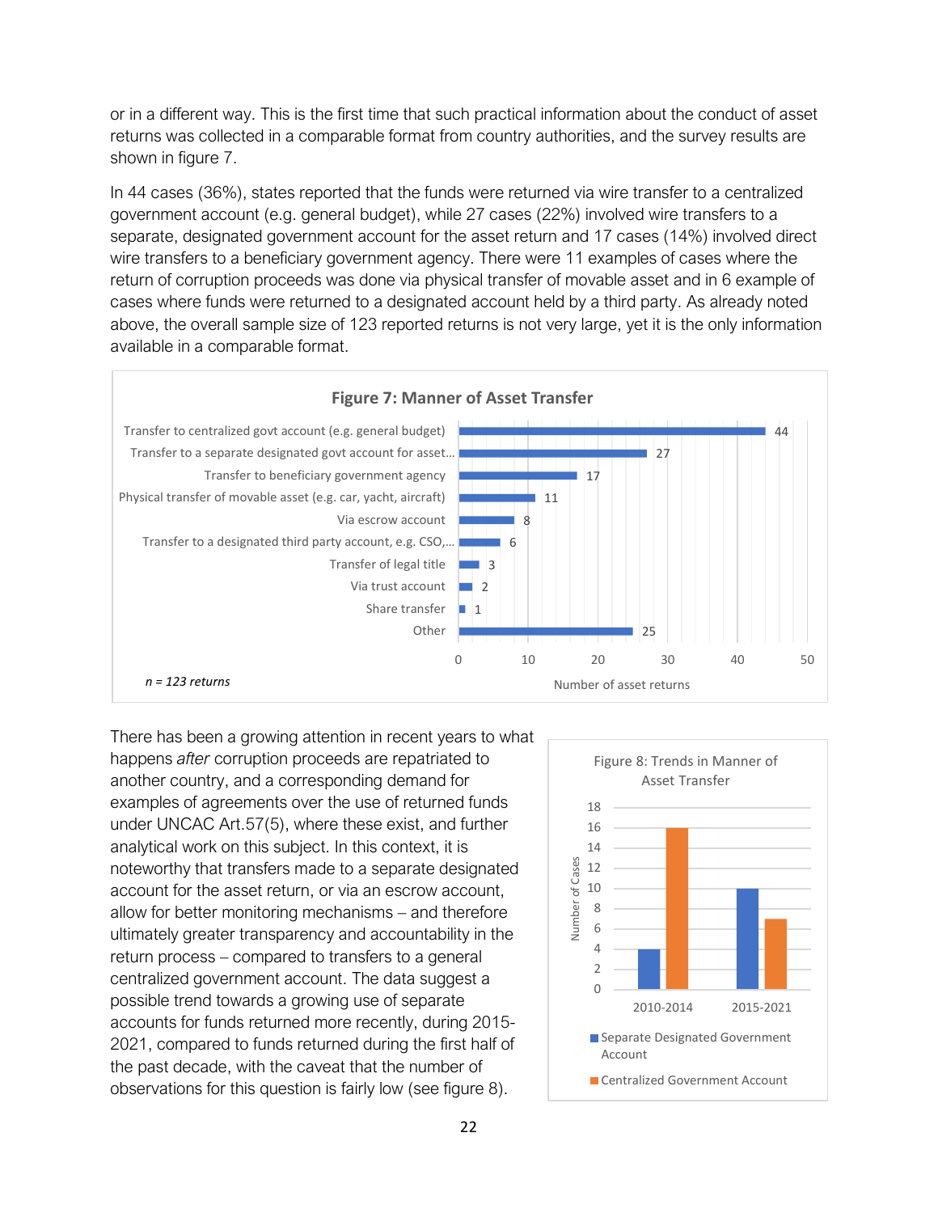or in a different way. This is the first time that such practical information about the conduct of asset returns was collected in a comparable format from country authorities, and the survey results are shown in figure 7.

In 44 cases (36%), states reported that the funds were returned via wire transfer to a centralized government account (e.g. general budget), while 27 cases (22%) involved wire transfers to a separate, designated government account for the asset return and 17 cases (14%) involved direct wire transfers to a beneficiary government agency. There were 11 examples of cases where the return of corruption proceeds was done via physical transfer of movable asset and in 6 example of cases where funds were returned to a designated account held by a third party. As already noted above, the overall sample size of 123 reported returns is not very large, yet it is the only information available in a comparable format.

**Figure 7: Manner of Asset Transfer**

| Manner of transfer | Number of asset returns |
|---|---|
| Transfer to centralized govt account (e.g. general budget) | 44 |
| Transfer to a separate designated govt account for asset... | 27 |
| Transfer to beneficiary government agency | 17 |
| Physical transfer of movable asset (e.g. car, yacht, aircraft) | 11 |
| Via escrow account | 8 |
| Transfer to a designated third party account, e.g. CSO,... | 6 |
| Transfer of legal title | 3 |
| Via trust account | 2 |
| Share transfer | 1 |
| Other | 25 |

*n = 123 returns*

There has been a growing attention in recent years to what happens *after* corruption proceeds are repatriated to another country, and a corresponding demand for examples of agreements over the use of returned funds under UNCAC Art.57(5), where these exist, and further analytical work on this subject. In this context, it is noteworthy that transfers made to a separate designated account for the asset return, or via an escrow account, allow for better monitoring mechanisms – and therefore ultimately greater transparency and accountability in the return process – compared to transfers to a general centralized government account. The data suggest a possible trend towards a growing use of separate accounts for funds returned more recently, during 2015-2021, compared to funds returned during the first half of the past decade, with the caveat that the number of observations for this question is fairly low (see figure 8).

**Figure 8: Trends in Manner of Asset Transfer**

| Period | Separate Designated Government Account | Centralized Government Account |
|---|---|---|
| 2010-2014 | 4 | 16 |
| 2015-2021 | 10 | 7 |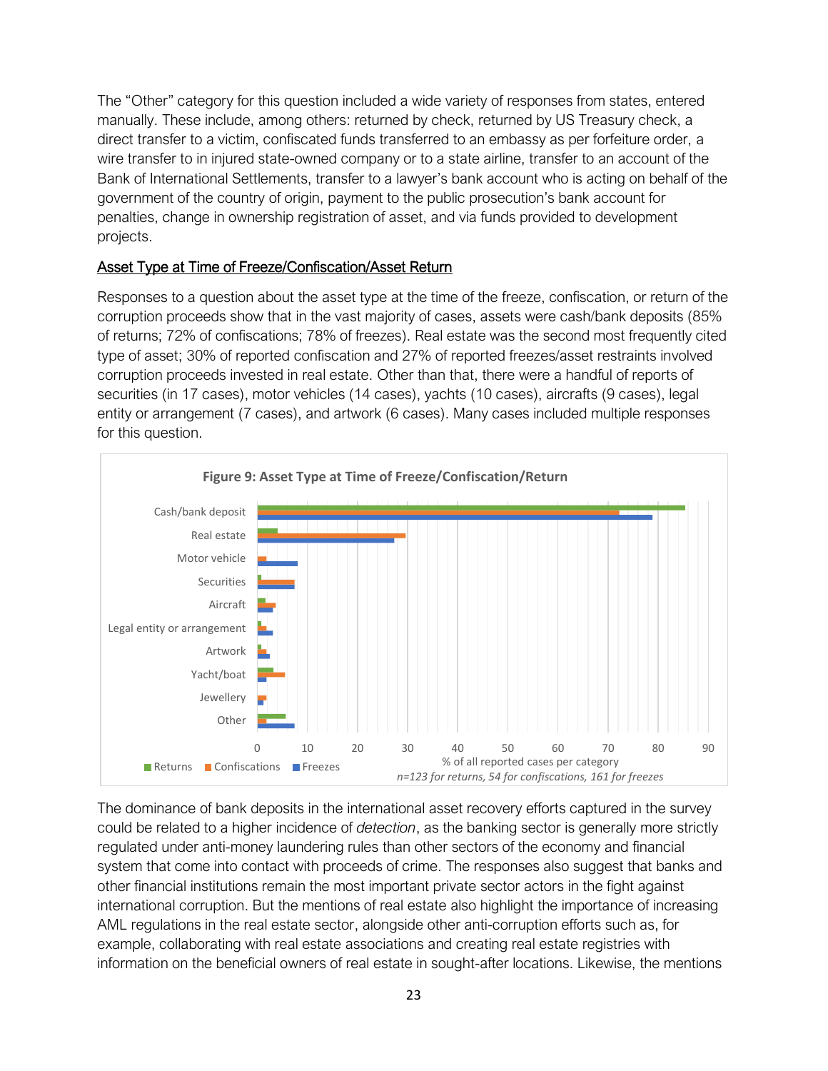The "Other" category for this question included a wide variety of responses from states, entered manually. These include, among others: returned by check, returned by US Treasury check, a direct transfer to a victim, confiscated funds transferred to an embassy as per forfeiture order, a wire transfer to in injured state-owned company or to a state airline, transfer to an account of the Bank of International Settlements, transfer to a lawyer's bank account who is acting on behalf of the government of the country of origin, payment to the public prosecution's bank account for penalties, change in ownership registration of asset, and via funds provided to development projects.

## Asset Type at Time of Freeze/Confiscation/Asset Return

Responses to a question about the asset type at the time of the freeze, confiscation, or return of the corruption proceeds show that in the vast majority of cases, assets were cash/bank deposits (85% of returns; 72% of confiscations; 78% of freezes). Real estate was the second most frequently cited type of asset; 30% of reported confiscation and 27% of reported freezes/asset restraints involved corruption proceeds invested in real estate. Other than that, there were a handful of reports of securities (in 17 cases), motor vehicles (14 cases), yachts (10 cases), aircrafts (9 cases), legal entity or arrangement (7 cases), and artwork (6 cases). Many cases included multiple responses for this question.

**Figure 9: Asset Type at Time of Freeze/Confiscation/Return**

Categories: Cash/bank deposit, Real estate, Motor vehicle, Securities, Aircraft, Legal entity or arrangement, Artwork, Yacht/boat, Jewellery, Other

Legend: Returns, Confiscations, Freezes

% of all reported cases per category

*n=123 for returns, 54 for confiscations, 161 for freezes*

The dominance of bank deposits in the international asset recovery efforts captured in the survey could be related to a higher incidence of *detection*, as the banking sector is generally more strictly regulated under anti-money laundering rules than other sectors of the economy and financial system that come into contact with proceeds of crime. The responses also suggest that banks and other financial institutions remain the most important private sector actors in the fight against international corruption. But the mentions of real estate also highlight the importance of increasing AML regulations in the real estate sector, alongside other anti-corruption efforts such as, for example, collaborating with real estate associations and creating real estate registries with information on the beneficial owners of real estate in sought-after locations. Likewise, the mentions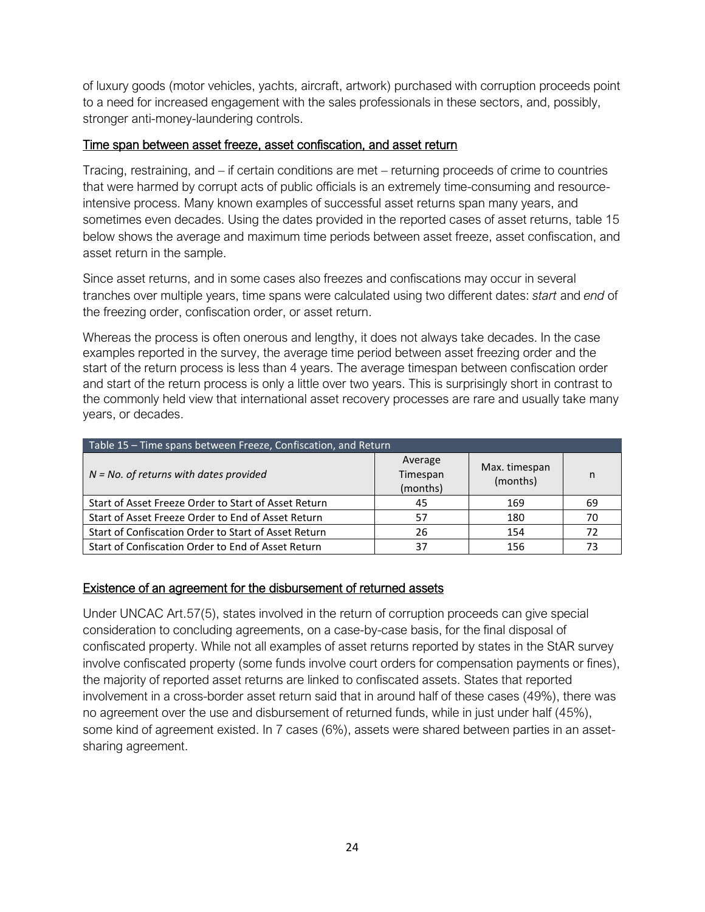of luxury goods (motor vehicles, yachts, aircraft, artwork) purchased with corruption proceeds point to a need for increased engagement with the sales professionals in these sectors, and, possibly, stronger anti-money-laundering controls.

## Time span between asset freeze, asset confiscation, and asset return

Tracing, restraining, and – if certain conditions are met – returning proceeds of crime to countries that were harmed by corrupt acts of public officials is an extremely time-consuming and resource-intensive process. Many known examples of successful asset returns span many years, and sometimes even decades. Using the dates provided in the reported cases of asset returns, table 15 below shows the average and maximum time periods between asset freeze, asset confiscation, and asset return in the sample.

Since asset returns, and in some cases also freezes and confiscations may occur in several tranches over multiple years, time spans were calculated using two different dates: *start* and *end* of the freezing order, confiscation order, or asset return.

Whereas the process is often onerous and lengthy, it does not always take decades. In the case examples reported in the survey, the average time period between asset freezing order and the start of the return process is less than 4 years. The average timespan between confiscation order and start of the return process is only a little over two years. This is surprisingly short in contrast to the commonly held view that international asset recovery processes are rare and usually take many years, or decades.

Table 15 – Time spans between Freeze, Confiscation, and Return

| *N = No. of returns with dates provided* | Average Timespan (months) | Max. timespan (months) | n |
|---|---|---|---|
| Start of Asset Freeze Order to Start of Asset Return | 45 | 169 | 69 |
| Start of Asset Freeze Order to End of Asset Return | 57 | 180 | 70 |
| Start of Confiscation Order to Start of Asset Return | 26 | 154 | 72 |
| Start of Confiscation Order to End of Asset Return | 37 | 156 | 73 |

## Existence of an agreement for the disbursement of returned assets

Under UNCAC Art.57(5), states involved in the return of corruption proceeds can give special consideration to concluding agreements, on a case-by-case basis, for the final disposal of confiscated property. While not all examples of asset returns reported by states in the StAR survey involve confiscated property (some funds involve court orders for compensation payments or fines), the majority of reported asset returns are linked to confiscated assets. States that reported involvement in a cross-border asset return said that in around half of these cases (49%), there was no agreement over the use and disbursement of returned funds, while in just under half (45%), some kind of agreement existed. In 7 cases (6%), assets were shared between parties in an asset-sharing agreement.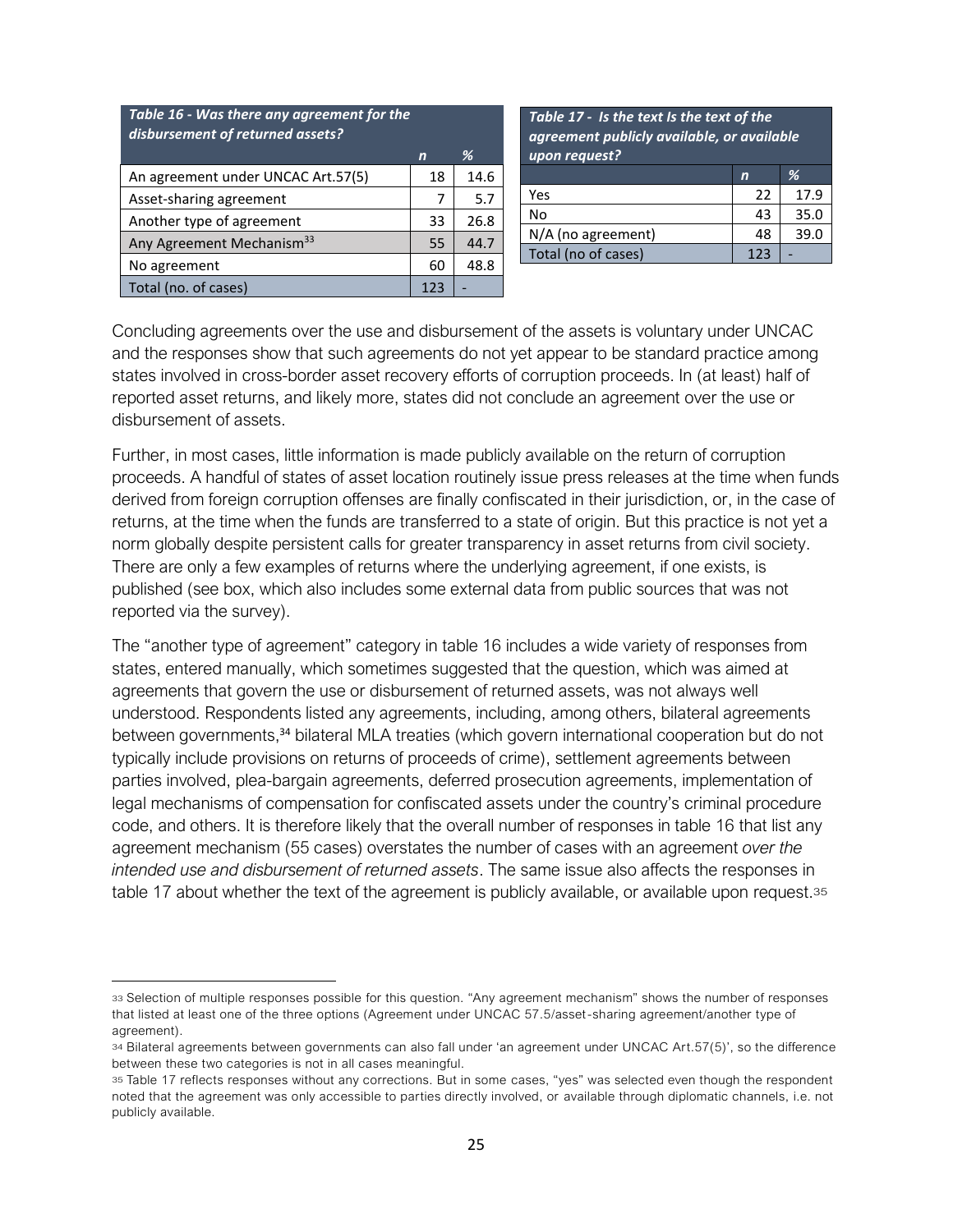*Table 16 - Was there any agreement for the disbursement of returned assets?*

| | n | % |
|---|---|---|
| An agreement under UNCAC Art.57(5) | 18 | 14.6 |
| Asset-sharing agreement | 7 | 5.7 |
| Another type of agreement | 33 | 26.8 |
| Any Agreement Mechanism[33] | 55 | 44.7 |
| No agreement | 60 | 48.8 |
| Total (no. of cases) | 123 | - |

*Table 17 - Is the text Is the text of the agreement publicly available, or available upon request?*

| | n | % |
|---|---|---|
| Yes | 22 | 17.9 |
| No | 43 | 35.0 |
| N/A (no agreement) | 48 | 39.0 |
| Total (no of cases) | 123 | - |

Concluding agreements over the use and disbursement of the assets is voluntary under UNCAC and the responses show that such agreements do not yet appear to be standard practice among states involved in cross-border asset recovery efforts of corruption proceeds. In (at least) half of reported asset returns, and likely more, states did not conclude an agreement over the use or disbursement of assets.

Further, in most cases, little information is made publicly available on the return of corruption proceeds. A handful of states of asset location routinely issue press releases at the time when funds derived from foreign corruption offenses are finally confiscated in their jurisdiction, or, in the case of returns, at the time when the funds are transferred to a state of origin. But this practice is not yet a norm globally despite persistent calls for greater transparency in asset returns from civil society. There are only a few examples of returns where the underlying agreement, if one exists, is published (see box, which also includes some external data from public sources that was not reported via the survey).

The "another type of agreement" category in table 16 includes a wide variety of responses from states, entered manually, which sometimes suggested that the question, which was aimed at agreements that govern the use or disbursement of returned assets, was not always well understood. Respondents listed any agreements, including, among others, bilateral agreements between governments,[34] bilateral MLA treaties (which govern international cooperation but do not typically include provisions on returns of proceeds of crime), settlement agreements between parties involved, plea-bargain agreements, deferred prosecution agreements, implementation of legal mechanisms of compensation for confiscated assets under the country's criminal procedure code, and others. It is therefore likely that the overall number of responses in table 16 that list any agreement mechanism (55 cases) overstates the number of cases with an agreement *over the intended use and disbursement of returned assets*. The same issue also affects the responses in table 17 about whether the text of the agreement is publicly available, or available upon request.[35]

---

[33] Selection of multiple responses possible for this question. "Any agreement mechanism" shows the number of responses that listed at least one of the three options (Agreement under UNCAC 57.5/asset-sharing agreement/another type of agreement).

[34] Bilateral agreements between governments can also fall under 'an agreement under UNCAC Art.57(5)', so the difference between these two categories is not in all cases meaningful.

[35] Table 17 reflects responses without any corrections. But in some cases, "yes" was selected even though the respondent noted that the agreement was only accessible to parties directly involved, or available through diplomatic channels, i.e. not publicly available.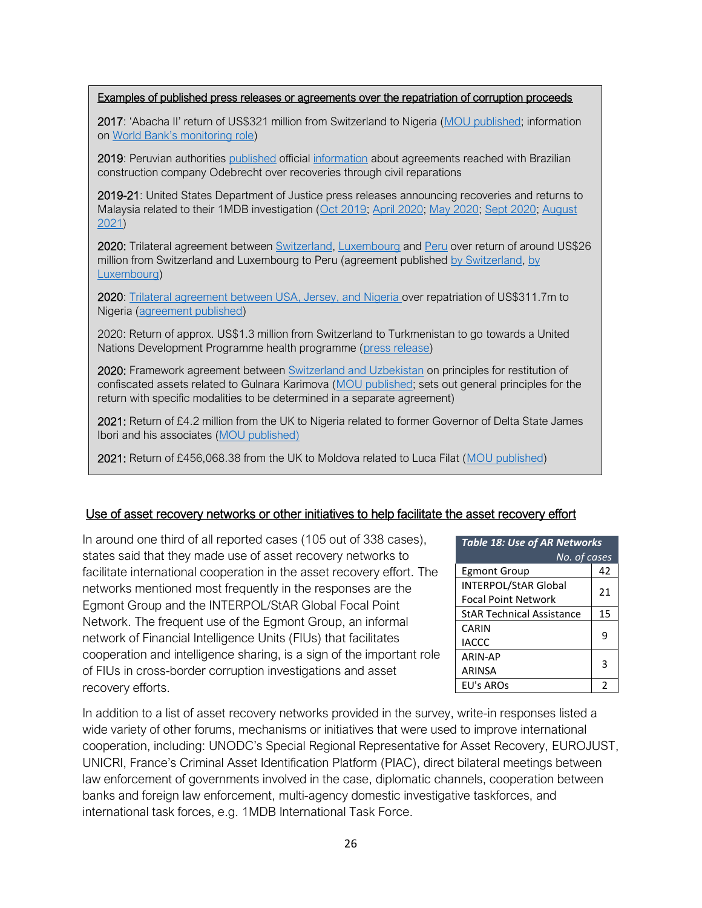**Examples of published press releases or agreements over the repatriation of corruption proceeds**

**2017**: 'Abacha II' return of US$321 million from Switzerland to Nigeria (MOU published; information on World Bank's monitoring role)

**2019**: Peruvian authorities published official information about agreements reached with Brazilian construction company Odebrecht over recoveries through civil reparations

**2019-21**: United States Department of Justice press releases announcing recoveries and returns to Malaysia related to their 1MDB investigation (Oct 2019; April 2020; May 2020; Sept 2020; August 2021)

**2020:** Trilateral agreement between Switzerland, Luxembourg and Peru over return of around US$26 million from Switzerland and Luxembourg to Peru (agreement published by Switzerland, by Luxembourg)

**2020**: Trilateral agreement between USA, Jersey, and Nigeria over repatriation of US$311.7m to Nigeria (agreement published)

2020: Return of approx. US$1.3 million from Switzerland to Turkmenistan to go towards a United Nations Development Programme health programme (press release)

**2020:** Framework agreement between Switzerland and Uzbekistan on principles for restitution of confiscated assets related to Gulnara Karimova (MOU published; sets out general principles for the return with specific modalities to be determined in a separate agreement)

**2021:** Return of £4.2 million from the UK to Nigeria related to former Governor of Delta State James Ibori and his associates (MOU published)

**2021:** Return of £456,068.38 from the UK to Moldova related to Luca Filat (MOU published)

## Use of asset recovery networks or other initiatives to help facilitate the asset recovery effort

In around one third of all reported cases (105 out of 338 cases), states said that they made use of asset recovery networks to facilitate international cooperation in the asset recovery effort. The networks mentioned most frequently in the responses are the Egmont Group and the INTERPOL/StAR Global Focal Point Network. The frequent use of the Egmont Group, an informal network of Financial Intelligence Units (FIUs) that facilitates cooperation and intelligence sharing, is a sign of the important role of FIUs in cross-border corruption investigations and asset recovery efforts.

*Table 18: Use of AR Networks*

| | No. of cases |
|---|---|
| Egmont Group | 42 |
| INTERPOL/StAR Global Focal Point Network | 21 |
| StAR Technical Assistance | 15 |
| CARIN<br>IACCC | 9 |
| ARIN-AP<br>ARINSA | 3 |
| EU's AROs | 2 |

In addition to a list of asset recovery networks provided in the survey, write-in responses listed a wide variety of other forums, mechanisms or initiatives that were used to improve international cooperation, including: UNODC's Special Regional Representative for Asset Recovery, EUROJUST, UNICRI, France's Criminal Asset Identification Platform (PIAC), direct bilateral meetings between law enforcement of governments involved in the case, diplomatic channels, cooperation between banks and foreign law enforcement, multi-agency domestic investigative taskforces, and international task forces, e.g. 1MDB International Task Force.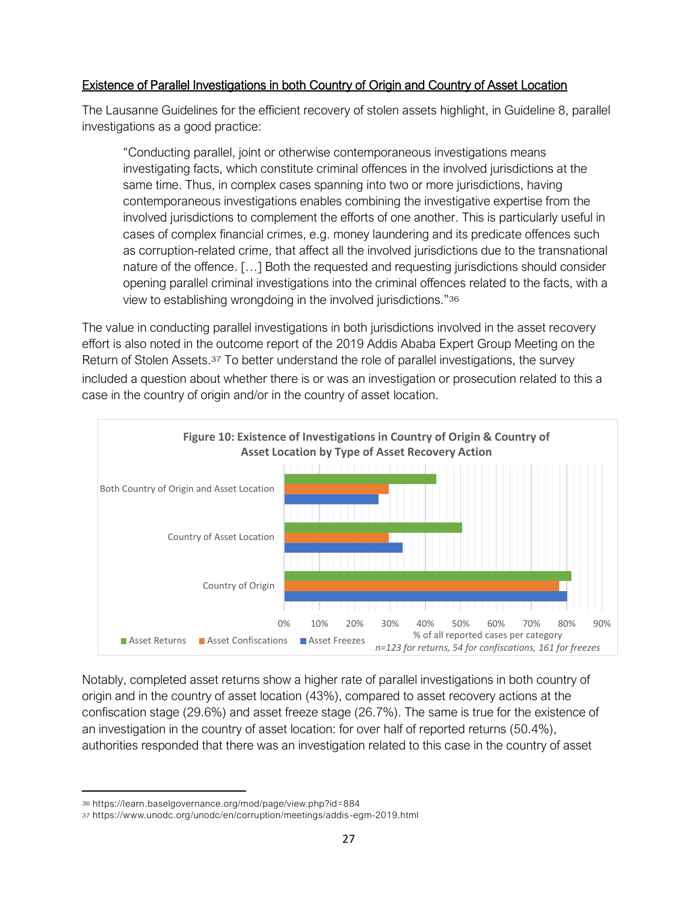Existence of Parallel Investigations in both Country of Origin and Country of Asset Location

The Lausanne Guidelines for the efficient recovery of stolen assets highlight, in Guideline 8, parallel investigations as a good practice:

> "Conducting parallel, joint or otherwise contemporaneous investigations means investigating facts, which constitute criminal offences in the involved jurisdictions at the same time. Thus, in complex cases spanning into two or more jurisdictions, having contemporaneous investigations enables combining the investigative expertise from the involved jurisdictions to complement the efforts of one another. This is particularly useful in cases of complex financial crimes, e.g. money laundering and its predicate offences such as corruption-related crime, that affect all the involved jurisdictions due to the transnational nature of the offence. […] Both the requested and requesting jurisdictions should consider opening parallel criminal investigations into the criminal offences related to the facts, with a view to establishing wrongdoing in the involved jurisdictions."[36]

The value in conducting parallel investigations in both jurisdictions involved in the asset recovery effort is also noted in the outcome report of the 2019 Addis Ababa Expert Group Meeting on the Return of Stolen Assets.[37] To better understand the role of parallel investigations, the survey included a question about whether there is or was an investigation or prosecution related to this a case in the country of origin and/or in the country of asset location.

**Figure 10: Existence of Investigations in Country of Origin & Country of Asset Location by Type of Asset Recovery Action**

| | Asset Returns | Asset Confiscations | Asset Freezes |
|---|---|---|---|
| Both Country of Origin and Asset Location | 43% | 29.6% | 26.7% |
| Country of Asset Location | 50.4% | ~30% | ~34% |
| Country of Origin | ~81% | ~78% | ~80% |

% of all reported cases per category

*n=123 for returns, 54 for confiscations, 161 for freezes*

Notably, completed asset returns show a higher rate of parallel investigations in both country of origin and in the country of asset location (43%), compared to asset recovery actions at the confiscation stage (29.6%) and asset freeze stage (26.7%). The same is true for the existence of an investigation in the country of asset location: for over half of reported returns (50.4%), authorities responded that there was an investigation related to this case in the country of asset

---

[36] https://learn.baselgovernance.org/mod/page/view.php?id=884

[37] https://www.unodc.org/unodc/en/corruption/meetings/addis-egm-2019.html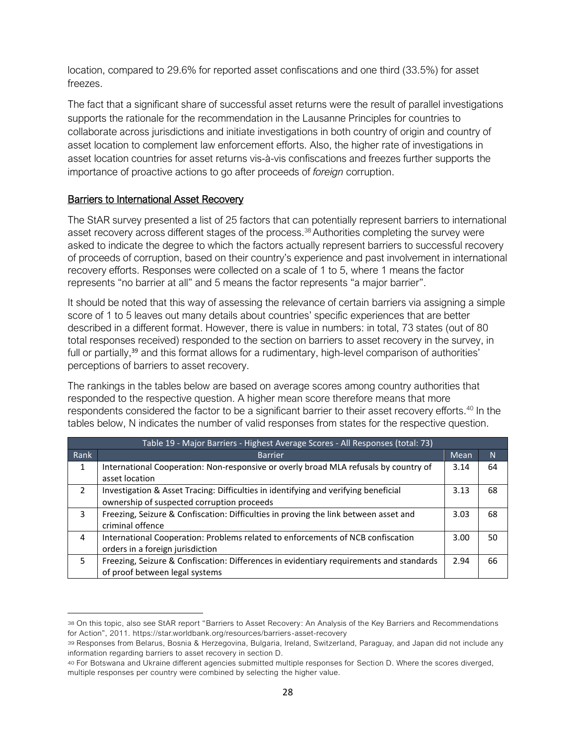location, compared to 29.6% for reported asset confiscations and one third (33.5%) for asset freezes.

The fact that a significant share of successful asset returns were the result of parallel investigations supports the rationale for the recommendation in the Lausanne Principles for countries to collaborate across jurisdictions and initiate investigations in both country of origin and country of asset location to complement law enforcement efforts. Also, the higher rate of investigations in asset location countries for asset returns vis-à-vis confiscations and freezes further supports the importance of proactive actions to go after proceeds of *foreign* corruption.

## Barriers to International Asset Recovery

The StAR survey presented a list of 25 factors that can potentially represent barriers to international asset recovery across different stages of the process.[38] Authorities completing the survey were asked to indicate the degree to which the factors actually represent barriers to successful recovery of proceeds of corruption, based on their country's experience and past involvement in international recovery efforts. Responses were collected on a scale of 1 to 5, where 1 means the factor represents "no barrier at all" and 5 means the factor represents "a major barrier".

It should be noted that this way of assessing the relevance of certain barriers via assigning a simple score of 1 to 5 leaves out many details about countries' specific experiences that are better described in a different format. However, there is value in numbers: in total, 73 states (out of 80 total responses received) responded to the section on barriers to asset recovery in the survey, in full or partially,[39] and this format allows for a rudimentary, high-level comparison of authorities' perceptions of barriers to asset recovery.

The rankings in the tables below are based on average scores among country authorities that responded to the respective question. A higher mean score therefore means that more respondents considered the factor to be a significant barrier to their asset recovery efforts.[40] In the tables below, N indicates the number of valid responses from states for the respective question.

| Table 19 - Major Barriers - Highest Average Scores - All Responses (total: 73) | | | |
|---|---|---|---|
| Rank | Barrier | Mean | N |
| 1 | International Cooperation: Non-responsive or overly broad MLA refusals by country of asset location | 3.14 | 64 |
| 2 | Investigation & Asset Tracing: Difficulties in identifying and verifying beneficial ownership of suspected corruption proceeds | 3.13 | 68 |
| 3 | Freezing, Seizure & Confiscation: Difficulties in proving the link between asset and criminal offence | 3.03 | 68 |
| 4 | International Cooperation: Problems related to enforcements of NCB confiscation orders in a foreign jurisdiction | 3.00 | 50 |
| 5 | Freezing, Seizure & Confiscation: Differences in evidentiary requirements and standards of proof between legal systems | 2.94 | 66 |

[38] On this topic, also see StAR report "Barriers to Asset Recovery: An Analysis of the Key Barriers and Recommendations for Action", 2011. https://star.worldbank.org/resources/barriers-asset-recovery

[39] Responses from Belarus, Bosnia & Herzegovina, Bulgaria, Ireland, Switzerland, Paraguay, and Japan did not include any information regarding barriers to asset recovery in section D.

[40] For Botswana and Ukraine different agencies submitted multiple responses for Section D. Where the scores diverged, multiple responses per country were combined by selecting the higher value.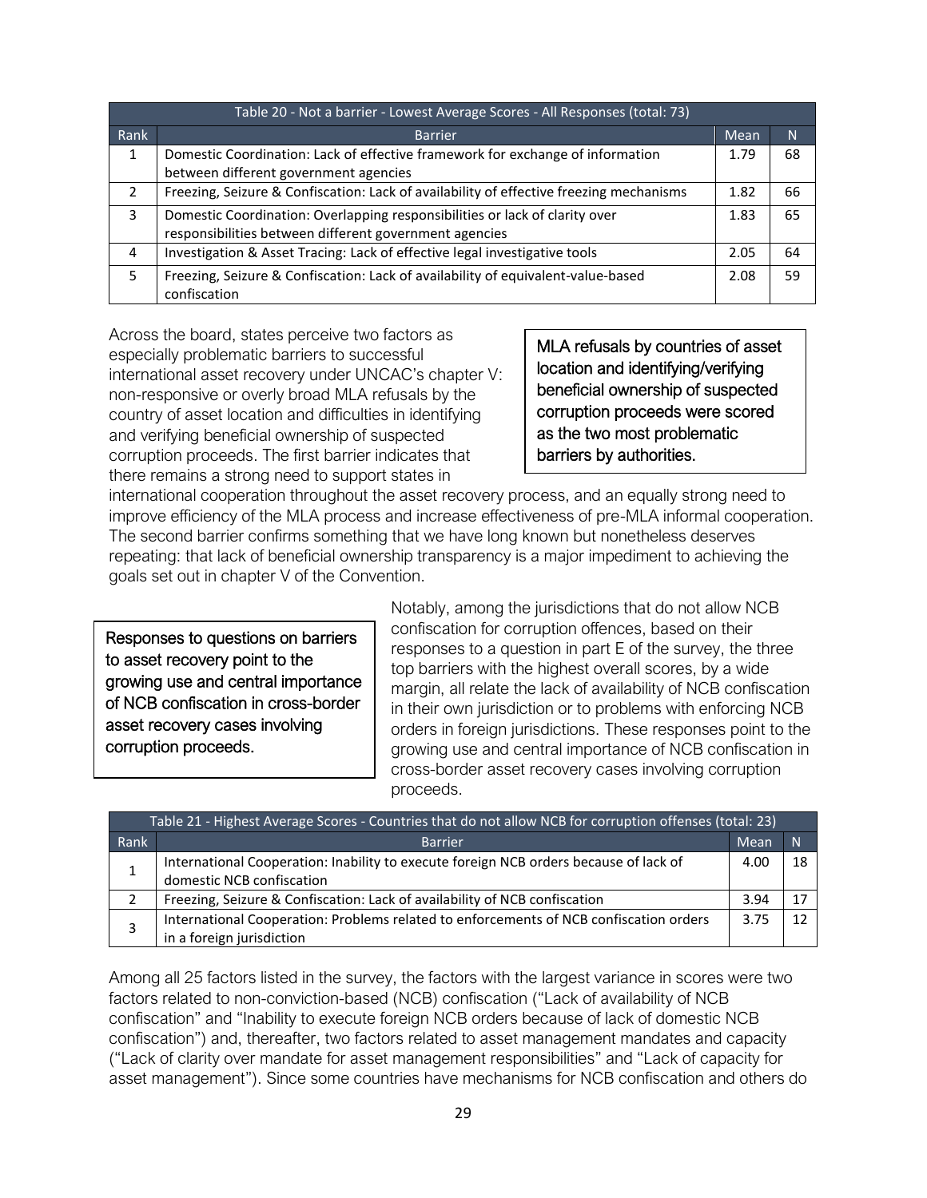| Table 20 - Not a barrier - Lowest Average Scores - All Responses (total: 73) | | | |
|---|---|---|---|
| Rank | Barrier | Mean | N |
| 1 | Domestic Coordination: Lack of effective framework for exchange of information between different government agencies | 1.79 | 68 |
| 2 | Freezing, Seizure & Confiscation: Lack of availability of effective freezing mechanisms | 1.82 | 66 |
| 3 | Domestic Coordination: Overlapping responsibilities or lack of clarity over responsibilities between different government agencies | 1.83 | 65 |
| 4 | Investigation & Asset Tracing: Lack of effective legal investigative tools | 2.05 | 64 |
| 5 | Freezing, Seizure & Confiscation: Lack of availability of equivalent-value-based confiscation | 2.08 | 59 |

Across the board, states perceive two factors as especially problematic barriers to successful international asset recovery under UNCAC's chapter V: non-responsive or overly broad MLA refusals by the country of asset location and difficulties in identifying and verifying beneficial ownership of suspected corruption proceeds. The first barrier indicates that there remains a strong need to support states in international cooperation throughout the asset recovery process, and an equally strong need to improve efficiency of the MLA process and increase effectiveness of pre-MLA informal cooperation. The second barrier confirms something that we have long known but nonetheless deserves repeating: that lack of beneficial ownership transparency is a major impediment to achieving the goals set out in chapter V of the Convention.

> MLA refusals by countries of asset location and identifying/verifying beneficial ownership of suspected corruption proceeds were scored as the two most problematic barriers by authorities.

> Responses to questions on barriers to asset recovery point to the growing use and central importance of NCB confiscation in cross-border asset recovery cases involving corruption proceeds.

Notably, among the jurisdictions that do not allow NCB confiscation for corruption offences, based on their responses to a question in part E of the survey, the three top barriers with the highest overall scores, by a wide margin, all relate the lack of availability of NCB confiscation in their own jurisdiction or to problems with enforcing NCB orders in foreign jurisdictions. These responses point to the growing use and central importance of NCB confiscation in cross-border asset recovery cases involving corruption proceeds.

| Table 21 - Highest Average Scores - Countries that do not allow NCB for corruption offenses (total: 23) | | | |
|---|---|---|---|
| Rank | Barrier | Mean | N |
| 1 | International Cooperation: Inability to execute foreign NCB orders because of lack of domestic NCB confiscation | 4.00 | 18 |
| 2 | Freezing, Seizure & Confiscation: Lack of availability of NCB confiscation | 3.94 | 17 |
| 3 | International Cooperation: Problems related to enforcements of NCB confiscation orders in a foreign jurisdiction | 3.75 | 12 |

Among all 25 factors listed in the survey, the factors with the largest variance in scores were two factors related to non-conviction-based (NCB) confiscation ("Lack of availability of NCB confiscation" and "Inability to execute foreign NCB orders because of lack of domestic NCB confiscation") and, thereafter, two factors related to asset management mandates and capacity ("Lack of clarity over mandate for asset management responsibilities" and "Lack of capacity for asset management"). Since some countries have mechanisms for NCB confiscation and others do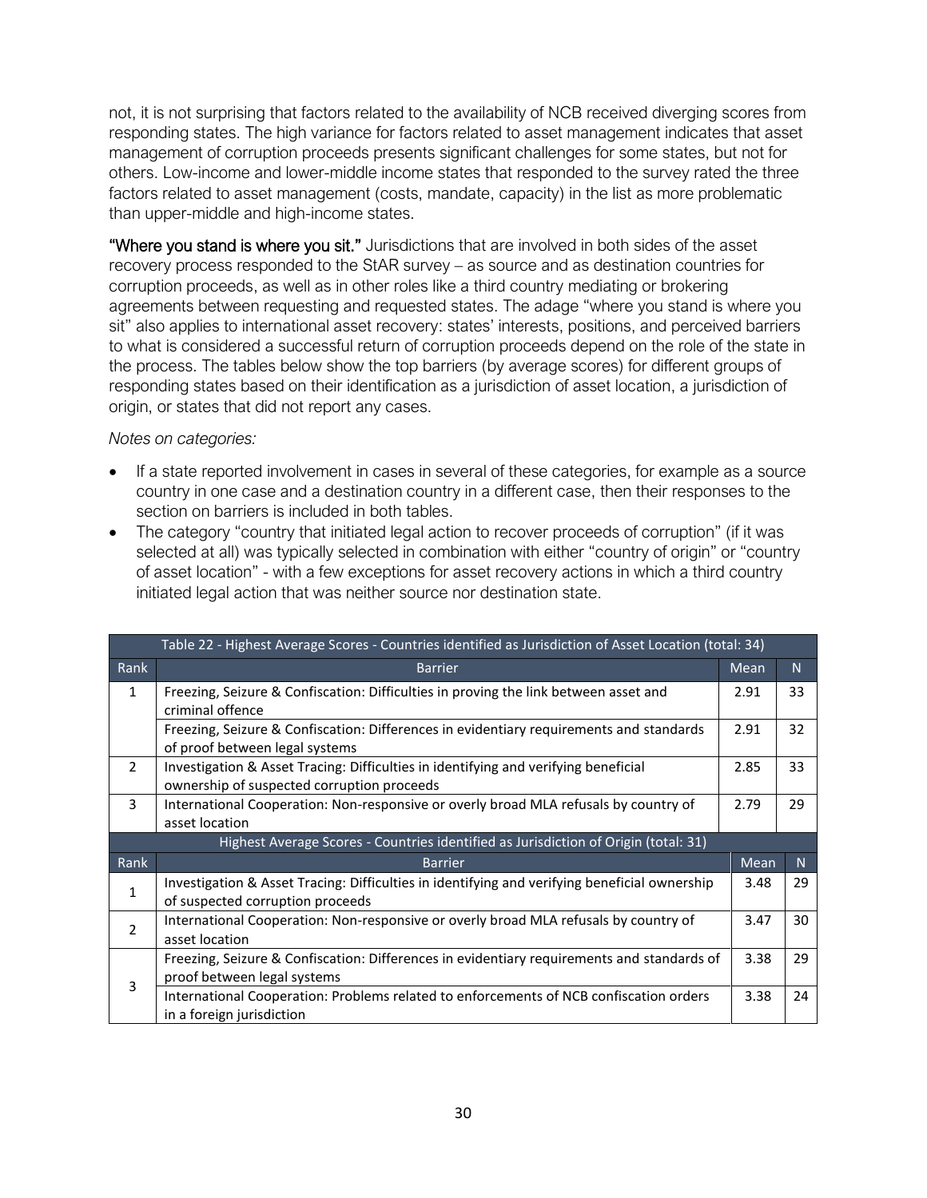not, it is not surprising that factors related to the availability of NCB received diverging scores from responding states. The high variance for factors related to asset management indicates that asset management of corruption proceeds presents significant challenges for some states, but not for others. Low-income and lower-middle income states that responded to the survey rated the three factors related to asset management (costs, mandate, capacity) in the list as more problematic than upper-middle and high-income states.

**"Where you stand is where you sit."** Jurisdictions that are involved in both sides of the asset recovery process responded to the StAR survey – as source and as destination countries for corruption proceeds, as well as in other roles like a third country mediating or brokering agreements between requesting and requested states. The adage "where you stand is where you sit" also applies to international asset recovery: states' interests, positions, and perceived barriers to what is considered a successful return of corruption proceeds depend on the role of the state in the process. The tables below show the top barriers (by average scores) for different groups of responding states based on their identification as a jurisdiction of asset location, a jurisdiction of origin, or states that did not report any cases.

*Notes on categories:*

- If a state reported involvement in cases in several of these categories, for example as a source country in one case and a destination country in a different case, then their responses to the section on barriers is included in both tables.
- The category "country that initiated legal action to recover proceeds of corruption" (if it was selected at all) was typically selected in combination with either "country of origin" or "country of asset location" - with a few exceptions for asset recovery actions in which a third country initiated legal action that was neither source nor destination state.

| Table 22 - Highest Average Scores - Countries identified as Jurisdiction of Asset Location (total: 34) | | | |
|---|---|---|---|
| Rank | Barrier | Mean | N |
| 1 | Freezing, Seizure & Confiscation: Difficulties in proving the link between asset and criminal offence | 2.91 | 33 |
| | Freezing, Seizure & Confiscation: Differences in evidentiary requirements and standards of proof between legal systems | 2.91 | 32 |
| 2 | Investigation & Asset Tracing: Difficulties in identifying and verifying beneficial ownership of suspected corruption proceeds | 2.85 | 33 |
| 3 | International Cooperation: Non-responsive or overly broad MLA refusals by country of asset location | 2.79 | 29 |
| **Highest Average Scores - Countries identified as Jurisdiction of Origin (total: 31)** | | | |
| Rank | Barrier | Mean | N |
| 1 | Investigation & Asset Tracing: Difficulties in identifying and verifying beneficial ownership of suspected corruption proceeds | 3.48 | 29 |
| 2 | International Cooperation: Non-responsive or overly broad MLA refusals by country of asset location | 3.47 | 30 |
| 3 | Freezing, Seizure & Confiscation: Differences in evidentiary requirements and standards of proof between legal systems | 3.38 | 29 |
| | International Cooperation: Problems related to enforcements of NCB confiscation orders in a foreign jurisdiction | 3.38 | 24 |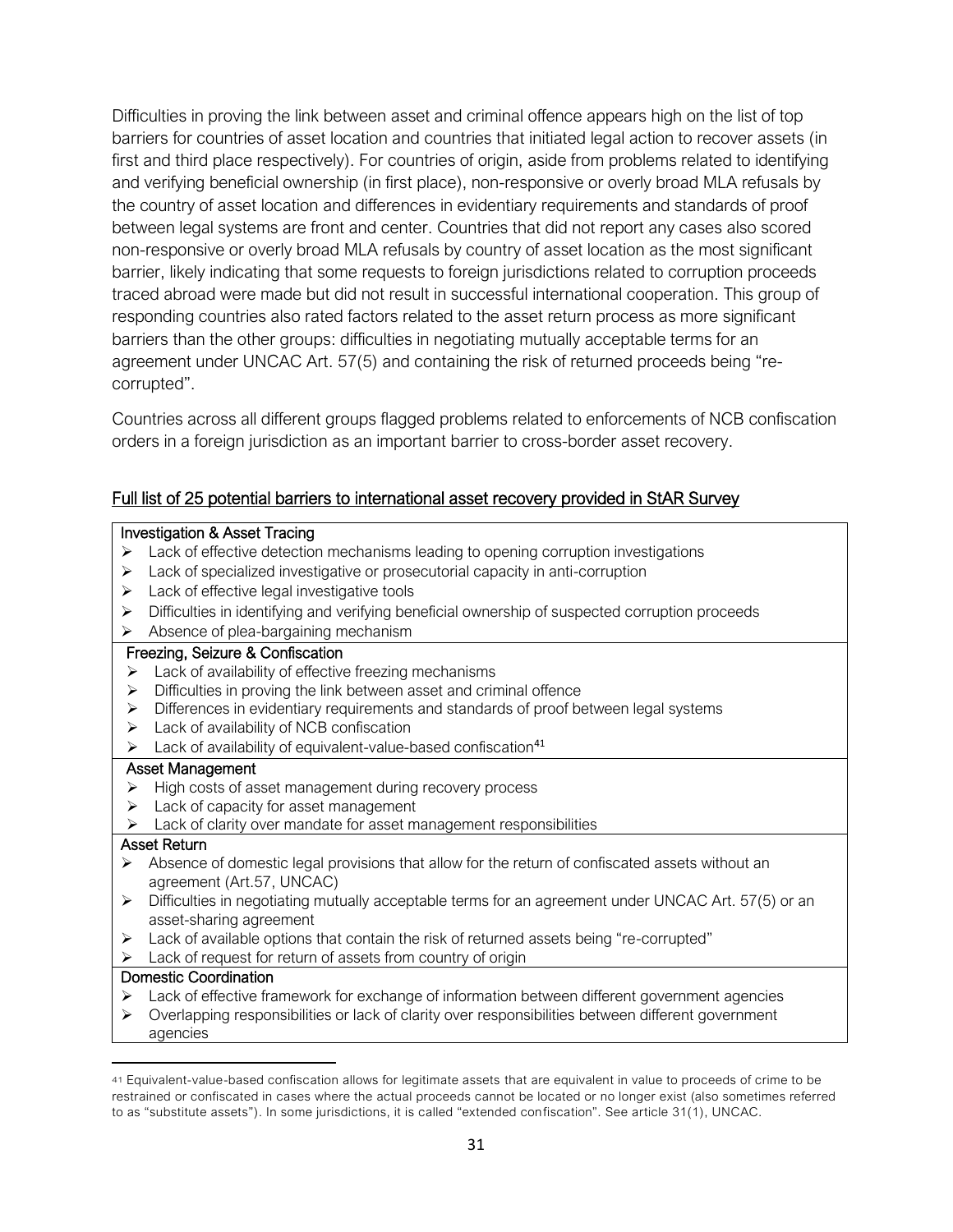Difficulties in proving the link between asset and criminal offence appears high on the list of top barriers for countries of asset location and countries that initiated legal action to recover assets (in first and third place respectively). For countries of origin, aside from problems related to identifying and verifying beneficial ownership (in first place), non-responsive or overly broad MLA refusals by the country of asset location and differences in evidentiary requirements and standards of proof between legal systems are front and center. Countries that did not report any cases also scored non-responsive or overly broad MLA refusals by country of asset location as the most significant barrier, likely indicating that some requests to foreign jurisdictions related to corruption proceeds traced abroad were made but did not result in successful international cooperation. This group of responding countries also rated factors related to the asset return process as more significant barriers than the other groups: difficulties in negotiating mutually acceptable terms for an agreement under UNCAC Art. 57(5) and containing the risk of returned proceeds being "re-corrupted".

Countries across all different groups flagged problems related to enforcements of NCB confiscation orders in a foreign jurisdiction as an important barrier to cross-border asset recovery.

<u>Full list of 25 potential barriers to international asset recovery provided in StAR Survey</u>

**Investigation & Asset Tracing**

- Lack of effective detection mechanisms leading to opening corruption investigations
- Lack of specialized investigative or prosecutorial capacity in anti-corruption
- Lack of effective legal investigative tools
- Difficulties in identifying and verifying beneficial ownership of suspected corruption proceeds
- Absence of plea-bargaining mechanism

**Freezing, Seizure & Confiscation**

- Lack of availability of effective freezing mechanisms
- Difficulties in proving the link between asset and criminal offence
- Differences in evidentiary requirements and standards of proof between legal systems
- Lack of availability of NCB confiscation
- Lack of availability of equivalent-value-based confiscation[41]

**Asset Management**

- High costs of asset management during recovery process
- Lack of capacity for asset management
- Lack of clarity over mandate for asset management responsibilities

**Asset Return**

- Absence of domestic legal provisions that allow for the return of confiscated assets without an agreement (Art.57, UNCAC)
- Difficulties in negotiating mutually acceptable terms for an agreement under UNCAC Art. 57(5) or an asset-sharing agreement
- Lack of available options that contain the risk of returned assets being "re-corrupted"
- Lack of request for return of assets from country of origin

**Domestic Coordination**

- Lack of effective framework for exchange of information between different government agencies
- Overlapping responsibilities or lack of clarity over responsibilities between different government agencies

[41] Equivalent-value-based confiscation allows for legitimate assets that are equivalent in value to proceeds of crime to be restrained or confiscated in cases where the actual proceeds cannot be located or no longer exist (also sometimes referred to as "substitute assets"). In some jurisdictions, it is called "extended confiscation". See article 31(1), UNCAC.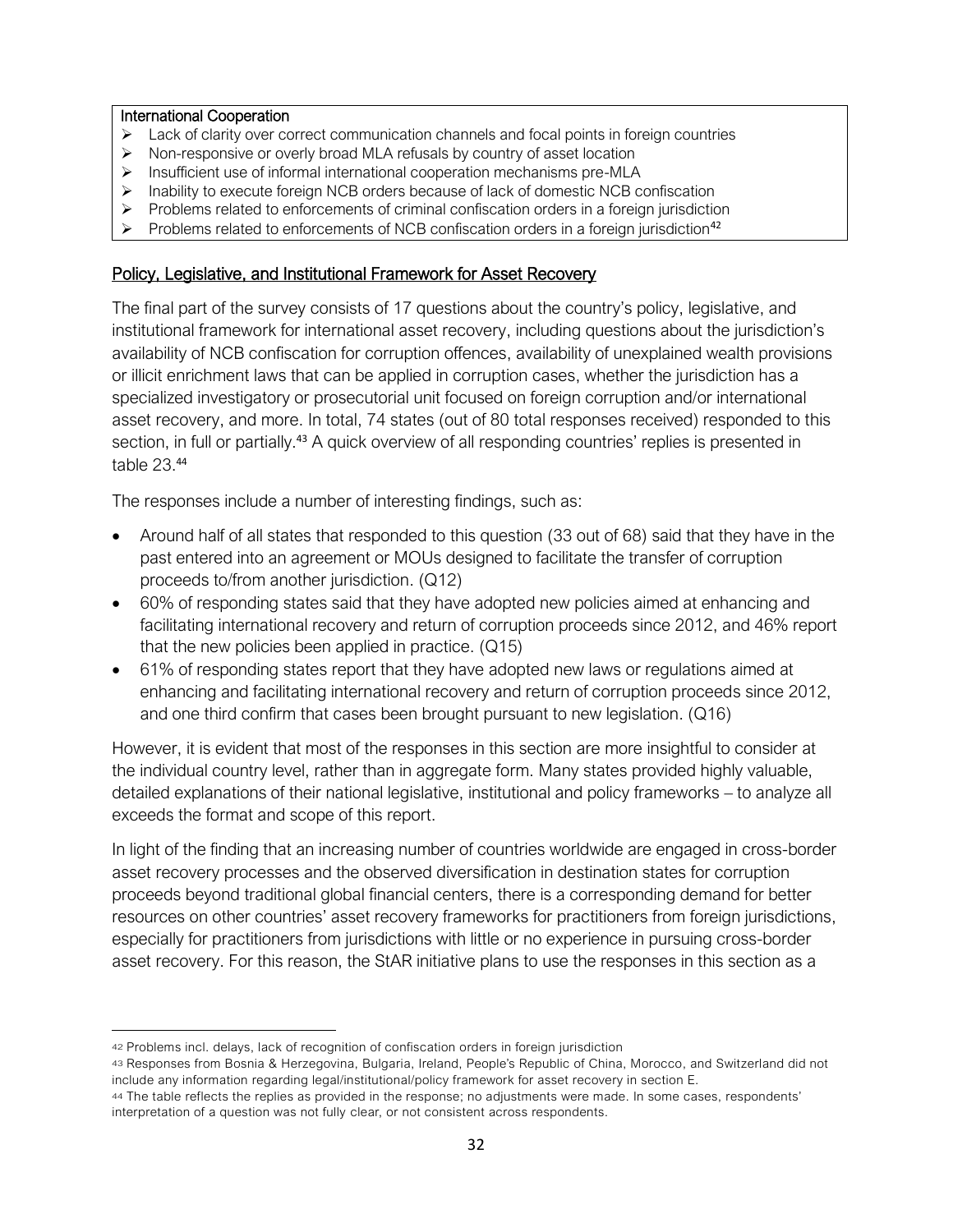**International Cooperation**

- Lack of clarity over correct communication channels and focal points in foreign countries
- Non-responsive or overly broad MLA refusals by country of asset location
- Insufficient use of informal international cooperation mechanisms pre-MLA
- Inability to execute foreign NCB orders because of lack of domestic NCB confiscation
- Problems related to enforcements of criminal confiscation orders in a foreign jurisdiction
- Problems related to enforcements of NCB confiscation orders in a foreign jurisdiction[42]

## Policy, Legislative, and Institutional Framework for Asset Recovery

The final part of the survey consists of 17 questions about the country's policy, legislative, and institutional framework for international asset recovery, including questions about the jurisdiction's availability of NCB confiscation for corruption offences, availability of unexplained wealth provisions or illicit enrichment laws that can be applied in corruption cases, whether the jurisdiction has a specialized investigatory or prosecutorial unit focused on foreign corruption and/or international asset recovery, and more. In total, 74 states (out of 80 total responses received) responded to this section, in full or partially.[43] A quick overview of all responding countries' replies is presented in table 23.[44]

The responses include a number of interesting findings, such as:

- Around half of all states that responded to this question (33 out of 68) said that they have in the past entered into an agreement or MOUs designed to facilitate the transfer of corruption proceeds to/from another jurisdiction. (Q12)
- 60% of responding states said that they have adopted new policies aimed at enhancing and facilitating international recovery and return of corruption proceeds since 2012, and 46% report that the new policies been applied in practice. (Q15)
- 61% of responding states report that they have adopted new laws or regulations aimed at enhancing and facilitating international recovery and return of corruption proceeds since 2012, and one third confirm that cases been brought pursuant to new legislation. (Q16)

However, it is evident that most of the responses in this section are more insightful to consider at the individual country level, rather than in aggregate form. Many states provided highly valuable, detailed explanations of their national legislative, institutional and policy frameworks – to analyze all exceeds the format and scope of this report.

In light of the finding that an increasing number of countries worldwide are engaged in cross-border asset recovery processes and the observed diversification in destination states for corruption proceeds beyond traditional global financial centers, there is a corresponding demand for better resources on other countries' asset recovery frameworks for practitioners from foreign jurisdictions, especially for practitioners from jurisdictions with little or no experience in pursuing cross-border asset recovery. For this reason, the StAR initiative plans to use the responses in this section as a

---

[42] Problems incl. delays, lack of recognition of confiscation orders in foreign jurisdiction

[43] Responses from Bosnia & Herzegovina, Bulgaria, Ireland, People's Republic of China, Morocco, and Switzerland did not include any information regarding legal/institutional/policy framework for asset recovery in section E.

[44] The table reflects the replies as provided in the response; no adjustments were made. In some cases, respondents' interpretation of a question was not fully clear, or not consistent across respondents.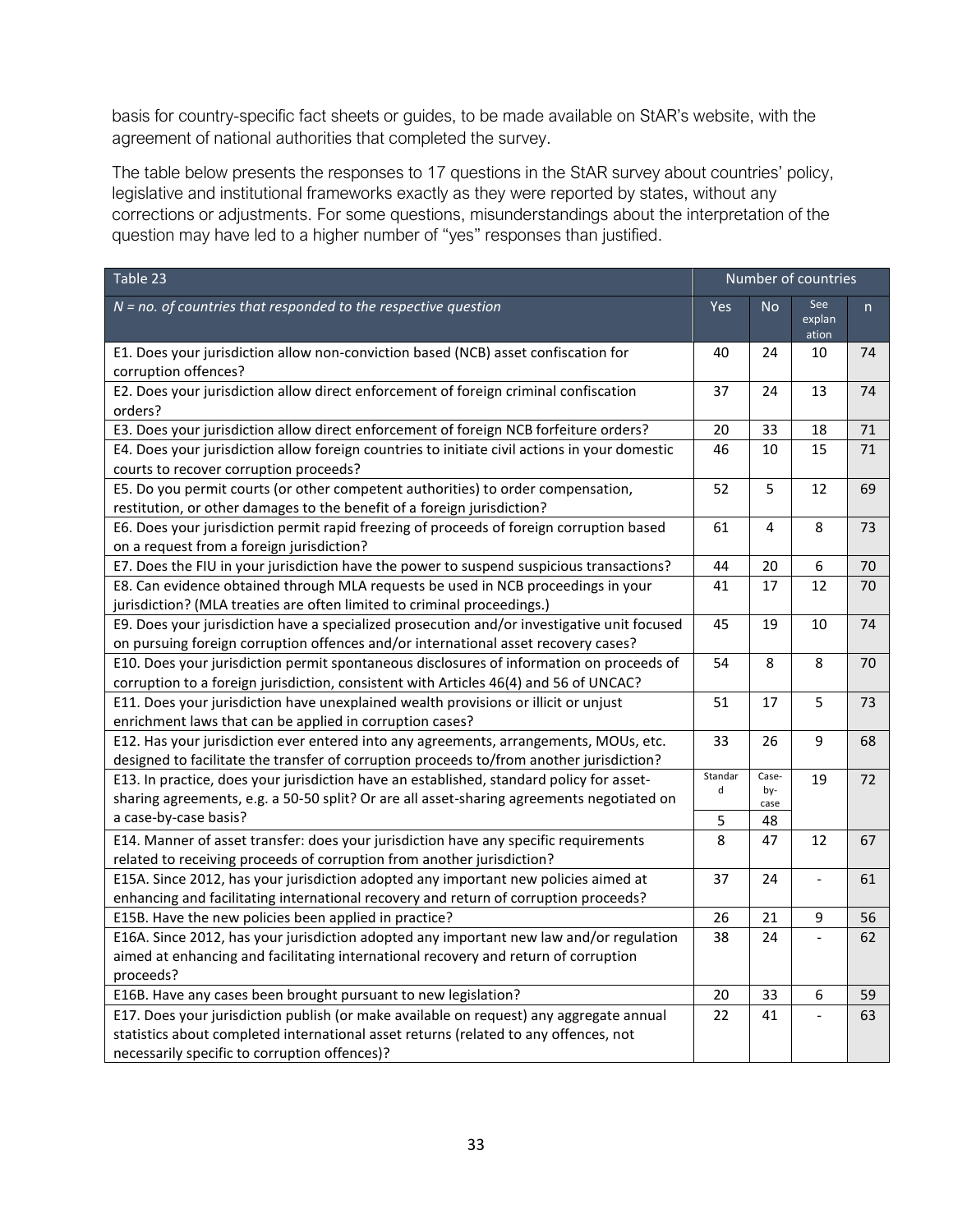basis for country-specific fact sheets or guides, to be made available on StAR's website, with the agreement of national authorities that completed the survey.

The table below presents the responses to 17 questions in the StAR survey about countries' policy, legislative and institutional frameworks exactly as they were reported by states, without any corrections or adjustments. For some questions, misunderstandings about the interpretation of the question may have led to a higher number of "yes" responses than justified.

| Table 23 | Number of countries | | | |
|---|---|---|---|---|
| *N = no. of countries that responded to the respective question* | Yes | No | See explanation | n |
| E1. Does your jurisdiction allow non-conviction based (NCB) asset confiscation for corruption offences? | 40 | 24 | 10 | 74 |
| E2. Does your jurisdiction allow direct enforcement of foreign criminal confiscation orders? | 37 | 24 | 13 | 74 |
| E3. Does your jurisdiction allow direct enforcement of foreign NCB forfeiture orders? | 20 | 33 | 18 | 71 |
| E4. Does your jurisdiction allow foreign countries to initiate civil actions in your domestic courts to recover corruption proceeds? | 46 | 10 | 15 | 71 |
| E5. Do you permit courts (or other competent authorities) to order compensation, restitution, or other damages to the benefit of a foreign jurisdiction? | 52 | 5 | 12 | 69 |
| E6. Does your jurisdiction permit rapid freezing of proceeds of foreign corruption based on a request from a foreign jurisdiction? | 61 | 4 | 8 | 73 |
| E7. Does the FIU in your jurisdiction have the power to suspend suspicious transactions? | 44 | 20 | 6 | 70 |
| E8. Can evidence obtained through MLA requests be used in NCB proceedings in your jurisdiction? (MLA treaties are often limited to criminal proceedings.) | 41 | 17 | 12 | 70 |
| E9. Does your jurisdiction have a specialized prosecution and/or investigative unit focused on pursuing foreign corruption offences and/or international asset recovery cases? | 45 | 19 | 10 | 74 |
| E10. Does your jurisdiction permit spontaneous disclosures of information on proceeds of corruption to a foreign jurisdiction, consistent with Articles 46(4) and 56 of UNCAC? | 54 | 8 | 8 | 70 |
| E11. Does your jurisdiction have unexplained wealth provisions or illicit or unjust enrichment laws that can be applied in corruption cases? | 51 | 17 | 5 | 73 |
| E12. Has your jurisdiction ever entered into any agreements, arrangements, MOUs, etc. designed to facilitate the transfer of corruption proceeds to/from another jurisdiction? | 33 | 26 | 9 | 68 |
| E13. In practice, does your jurisdiction have an established, standard policy for asset-sharing agreements, e.g. a 50-50 split? Or are all asset-sharing agreements negotiated on a case-by-case basis? | Standard: 5 | Case-by-case: 48 | 19 | 72 |
| E14. Manner of asset transfer: does your jurisdiction have any specific requirements related to receiving proceeds of corruption from another jurisdiction? | 8 | 47 | 12 | 67 |
| E15A. Since 2012, has your jurisdiction adopted any important new policies aimed at enhancing and facilitating international recovery and return of corruption proceeds? | 37 | 24 | - | 61 |
| E15B. Have the new policies been applied in practice? | 26 | 21 | 9 | 56 |
| E16A. Since 2012, has your jurisdiction adopted any important new law and/or regulation aimed at enhancing and facilitating international recovery and return of corruption proceeds? | 38 | 24 | - | 62 |
| E16B. Have any cases been brought pursuant to new legislation? | 20 | 33 | 6 | 59 |
| E17. Does your jurisdiction publish (or make available on request) any aggregate annual statistics about completed international asset returns (related to any offences, not necessarily specific to corruption offences)? | 22 | 41 | - | 63 |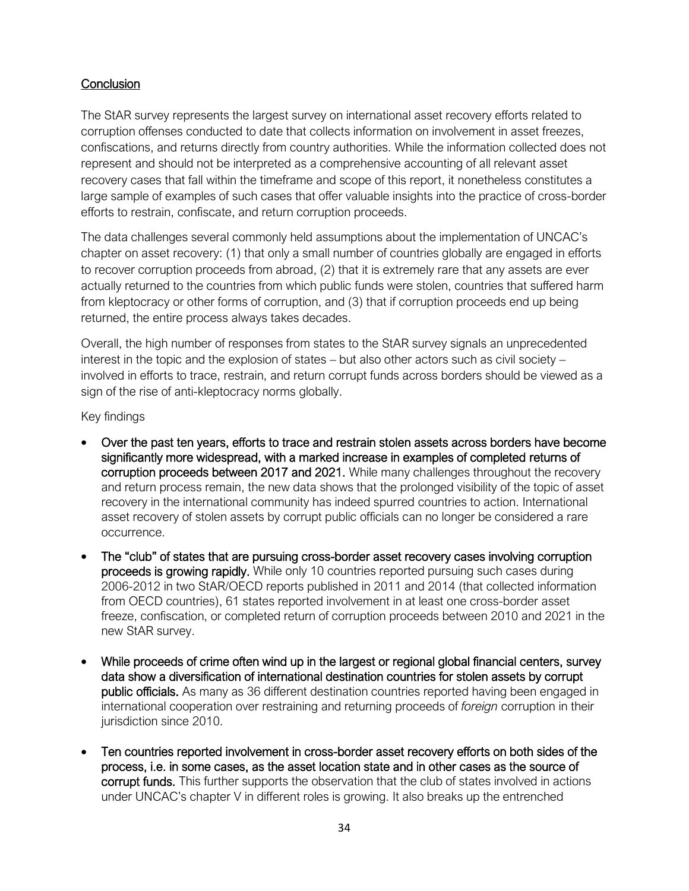## Conclusion

The StAR survey represents the largest survey on international asset recovery efforts related to corruption offenses conducted to date that collects information on involvement in asset freezes, confiscations, and returns directly from country authorities. While the information collected does not represent and should not be interpreted as a comprehensive accounting of all relevant asset recovery cases that fall within the timeframe and scope of this report, it nonetheless constitutes a large sample of examples of such cases that offer valuable insights into the practice of cross-border efforts to restrain, confiscate, and return corruption proceeds.

The data challenges several commonly held assumptions about the implementation of UNCAC's chapter on asset recovery: (1) that only a small number of countries globally are engaged in efforts to recover corruption proceeds from abroad, (2) that it is extremely rare that any assets are ever actually returned to the countries from which public funds were stolen, countries that suffered harm from kleptocracy or other forms of corruption, and (3) that if corruption proceeds end up being returned, the entire process always takes decades.

Overall, the high number of responses from states to the StAR survey signals an unprecedented interest in the topic and the explosion of states – but also other actors such as civil society – involved in efforts to trace, restrain, and return corrupt funds across borders should be viewed as a sign of the rise of anti-kleptocracy norms globally.

Key findings

- **Over the past ten years, efforts to trace and restrain stolen assets across borders have become significantly more widespread, with a marked increase in examples of completed returns of corruption proceeds between 2017 and 2021.** While many challenges throughout the recovery and return process remain, the new data shows that the prolonged visibility of the topic of asset recovery in the international community has indeed spurred countries to action. International asset recovery of stolen assets by corrupt public officials can no longer be considered a rare occurrence.
- **The "club" of states that are pursuing cross-border asset recovery cases involving corruption proceeds is growing rapidly.** While only 10 countries reported pursuing such cases during 2006-2012 in two StAR/OECD reports published in 2011 and 2014 (that collected information from OECD countries), 61 states reported involvement in at least one cross-border asset freeze, confiscation, or completed return of corruption proceeds between 2010 and 2021 in the new StAR survey.
- **While proceeds of crime often wind up in the largest or regional global financial centers, survey data show a diversification of international destination countries for stolen assets by corrupt public officials.** As many as 36 different destination countries reported having been engaged in international cooperation over restraining and returning proceeds of *foreign* corruption in their jurisdiction since 2010.
- **Ten countries reported involvement in cross-border asset recovery efforts on both sides of the process, i.e. in some cases, as the asset location state and in other cases as the source of corrupt funds.** This further supports the observation that the club of states involved in actions under UNCAC's chapter V in different roles is growing. It also breaks up the entrenched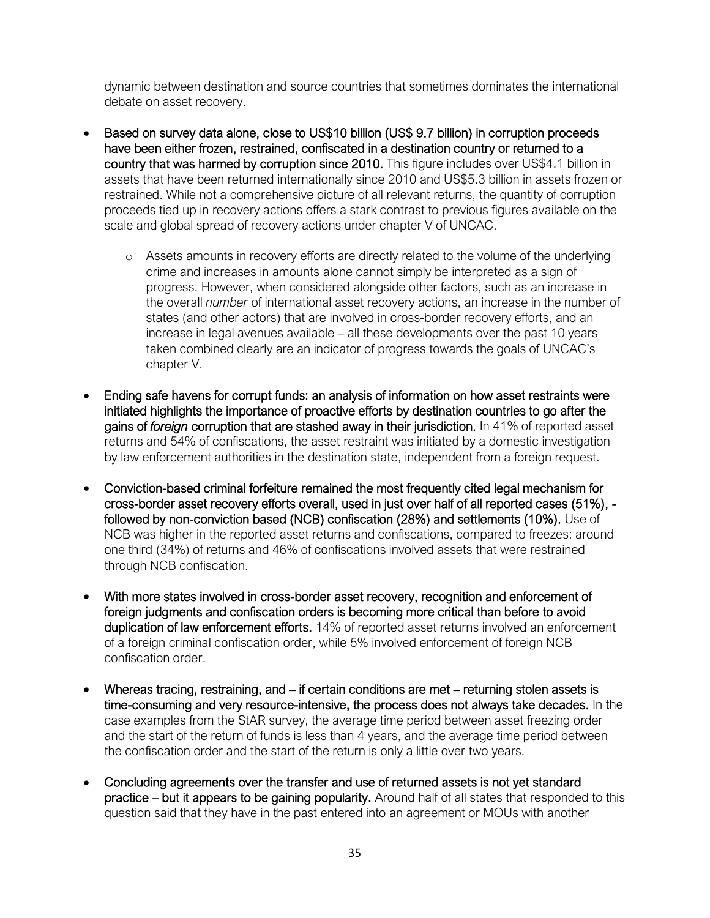dynamic between destination and source countries that sometimes dominates the international debate on asset recovery.

- **Based on survey data alone, close to US$10 billion (US$ 9.7 billion) in corruption proceeds have been either frozen, restrained, confiscated in a destination country or returned to a country that was harmed by corruption since 2010.** This figure includes over US$4.1 billion in assets that have been returned internationally since 2010 and US$5.3 billion in assets frozen or restrained. While not a comprehensive picture of all relevant returns, the quantity of corruption proceeds tied up in recovery actions offers a stark contrast to previous figures available on the scale and global spread of recovery actions under chapter V of UNCAC.
    - Assets amounts in recovery efforts are directly related to the volume of the underlying crime and increases in amounts alone cannot simply be interpreted as a sign of progress. However, when considered alongside other factors, such as an increase in the overall *number* of international asset recovery actions, an increase in the number of states (and other actors) that are involved in cross-border recovery efforts, and an increase in legal avenues available – all these developments over the past 10 years taken combined clearly are an indicator of progress towards the goals of UNCAC's chapter V.
- **Ending safe havens for corrupt funds: an analysis of information on how asset restraints were initiated highlights the importance of proactive efforts by destination countries to go after the gains of *foreign* corruption that are stashed away in their jurisdiction.** In 41% of reported asset returns and 54% of confiscations, the asset restraint was initiated by a domestic investigation by law enforcement authorities in the destination state, independent from a foreign request.
- **Conviction-based criminal forfeiture remained the most frequently cited legal mechanism for cross-border asset recovery efforts overall, used in just over half of all reported cases (51%), - followed by non-conviction based (NCB) confiscation (28%) and settlements (10%).** Use of NCB was higher in the reported asset returns and confiscations, compared to freezes: around one third (34%) of returns and 46% of confiscations involved assets that were restrained through NCB confiscation.
- **With more states involved in cross-border asset recovery, recognition and enforcement of foreign judgments and confiscation orders is becoming more critical than before to avoid duplication of law enforcement efforts.** 14% of reported asset returns involved an enforcement of a foreign criminal confiscation order, while 5% involved enforcement of foreign NCB confiscation order.
- **Whereas tracing, restraining, and – if certain conditions are met – returning stolen assets is time-consuming and very resource-intensive, the process does not always take decades.** In the case examples from the StAR survey, the average time period between asset freezing order and the start of the return of funds is less than 4 years, and the average time period between the confiscation order and the start of the return is only a little over two years.
- **Concluding agreements over the transfer and use of returned assets is not yet standard practice – but it appears to be gaining popularity.** Around half of all states that responded to this question said that they have in the past entered into an agreement or MOUs with another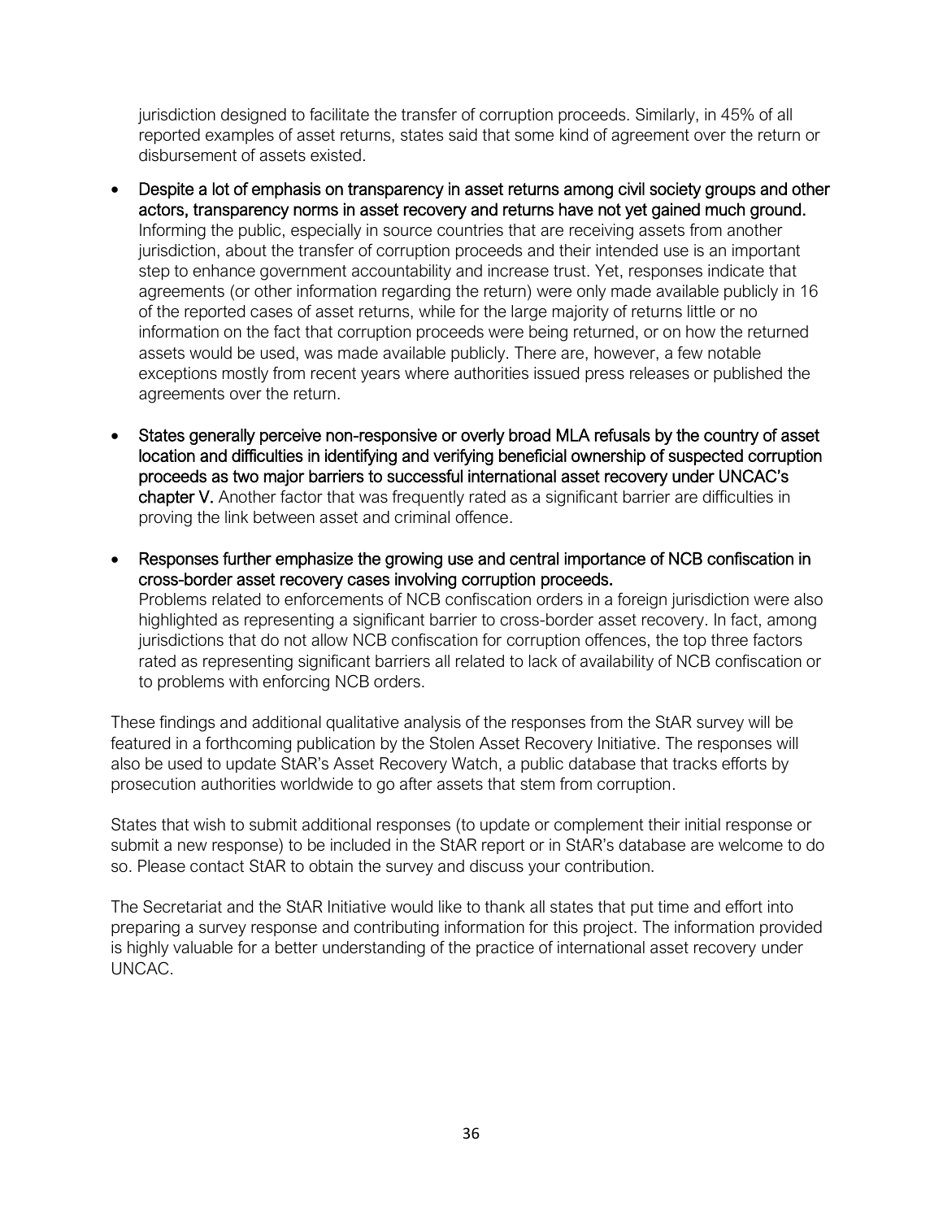jurisdiction designed to facilitate the transfer of corruption proceeds. Similarly, in 45% of all reported examples of asset returns, states said that some kind of agreement over the return or disbursement of assets existed.

- **Despite a lot of emphasis on transparency in asset returns among civil society groups and other actors, transparency norms in asset recovery and returns have not yet gained much ground.** Informing the public, especially in source countries that are receiving assets from another jurisdiction, about the transfer of corruption proceeds and their intended use is an important step to enhance government accountability and increase trust. Yet, responses indicate that agreements (or other information regarding the return) were only made available publicly in 16 of the reported cases of asset returns, while for the large majority of returns little or no information on the fact that corruption proceeds were being returned, or on how the returned assets would be used, was made available publicly. There are, however, a few notable exceptions mostly from recent years where authorities issued press releases or published the agreements over the return.

- **States generally perceive non-responsive or overly broad MLA refusals by the country of asset location and difficulties in identifying and verifying beneficial ownership of suspected corruption proceeds as two major barriers to successful international asset recovery under UNCAC's chapter V.** Another factor that was frequently rated as a significant barrier are difficulties in proving the link between asset and criminal offence.

- **Responses further emphasize the growing use and central importance of NCB confiscation in cross-border asset recovery cases involving corruption proceeds.**
  Problems related to enforcements of NCB confiscation orders in a foreign jurisdiction were also highlighted as representing a significant barrier to cross-border asset recovery. In fact, among jurisdictions that do not allow NCB confiscation for corruption offences, the top three factors rated as representing significant barriers all related to lack of availability of NCB confiscation or to problems with enforcing NCB orders.

These findings and additional qualitative analysis of the responses from the StAR survey will be featured in a forthcoming publication by the Stolen Asset Recovery Initiative. The responses will also be used to update StAR's Asset Recovery Watch, a public database that tracks efforts by prosecution authorities worldwide to go after assets that stem from corruption.

States that wish to submit additional responses (to update or complement their initial response or submit a new response) to be included in the StAR report or in StAR's database are welcome to do so. Please contact StAR to obtain the survey and discuss your contribution.

The Secretariat and the StAR Initiative would like to thank all states that put time and effort into preparing a survey response and contributing information for this project. The information provided is highly valuable for a better understanding of the practice of international asset recovery under UNCAC.